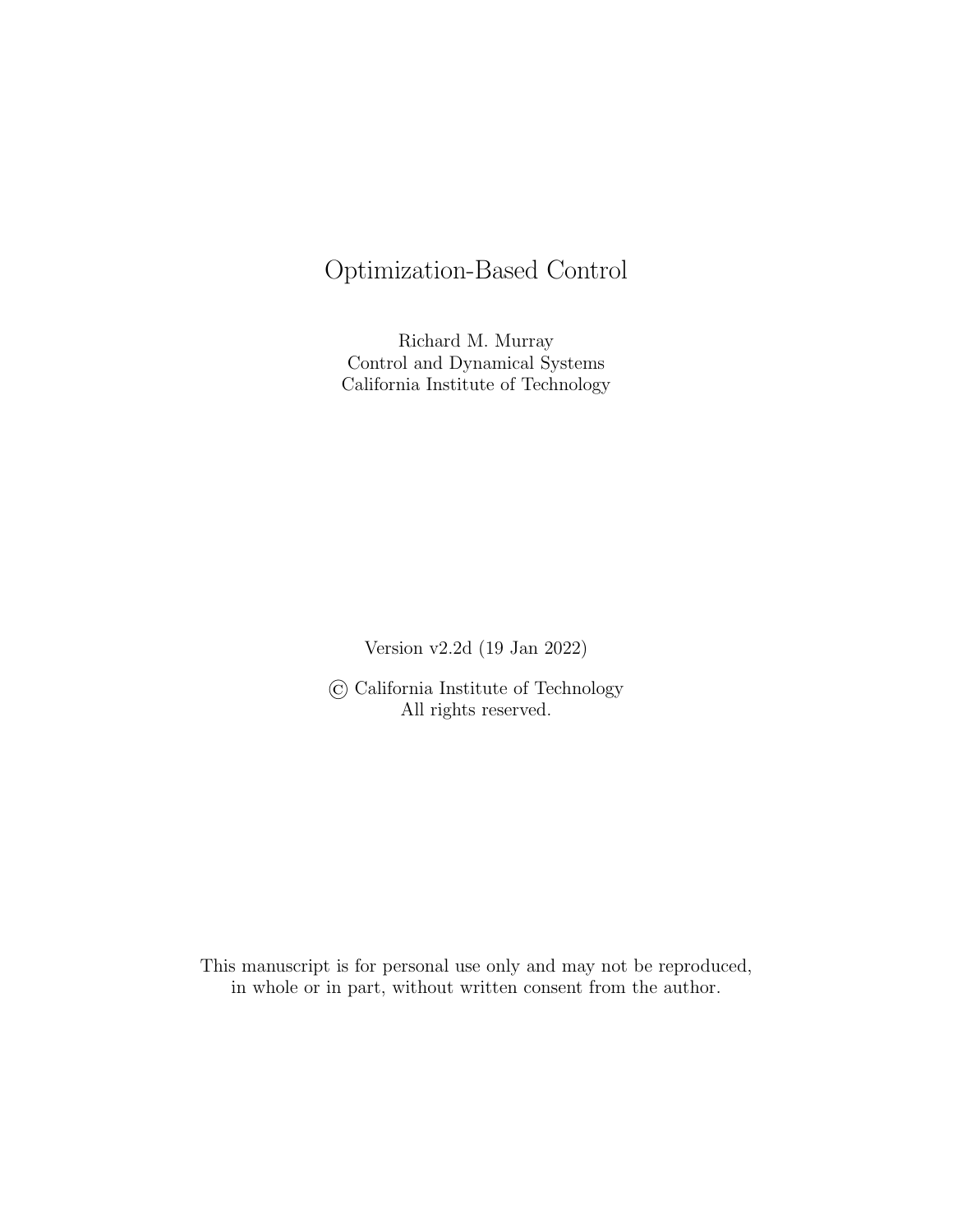# Optimization-Based Control

Richard M. Murray
Control and Dynamical Systems
California Institute of Technology

Version v2.2d (19 Jan 2022)

© California Institute of Technology
All rights reserved.

This manuscript is for personal use only and may not be reproduced, in whole or in part, without written consent from the author.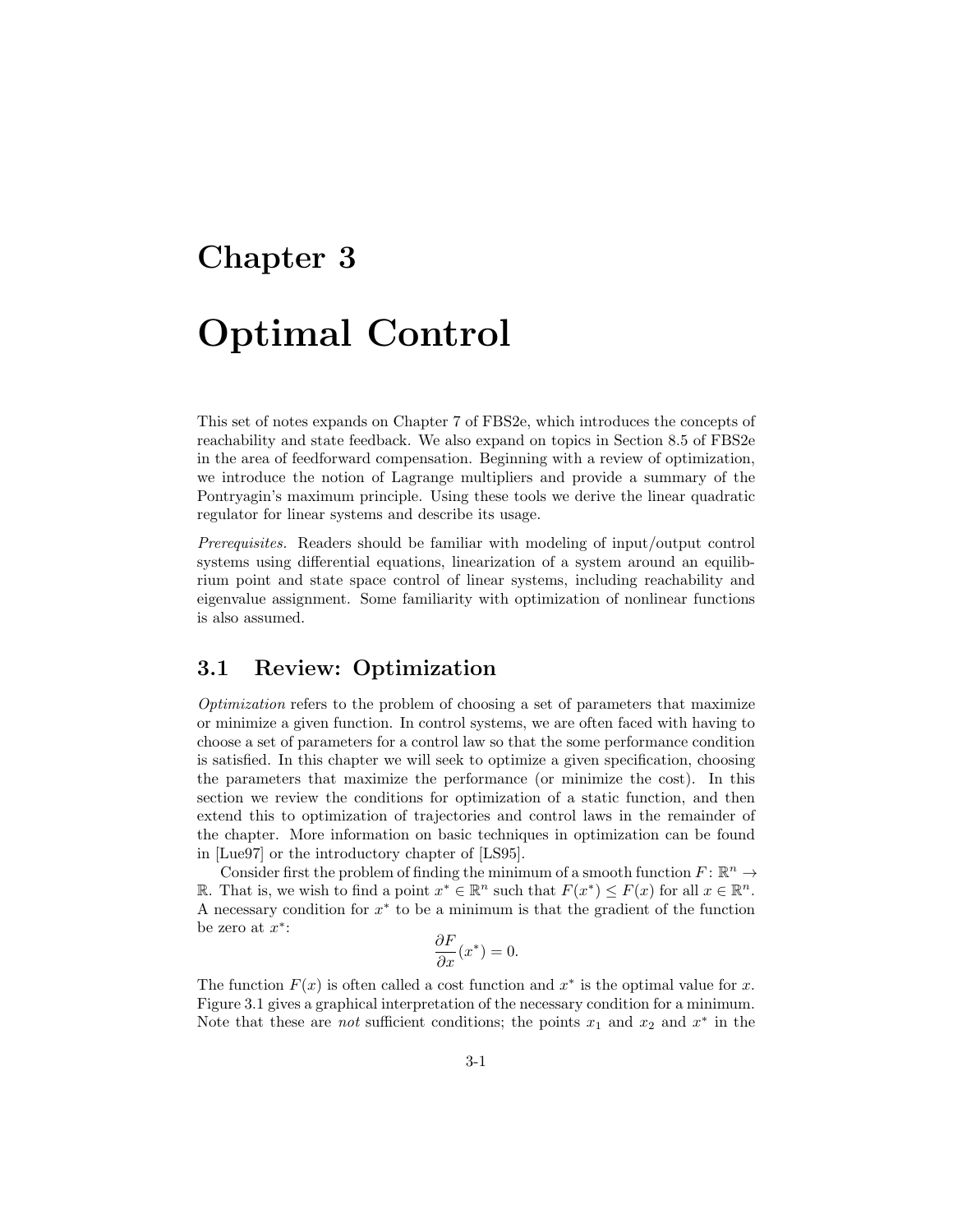# Chapter 3

# Optimal Control

This set of notes expands on Chapter 7 of FBS2e, which introduces the concepts of reachability and state feedback. We also expand on topics in Section 8.5 of FBS2e in the area of feedforward compensation. Beginning with a review of optimization, we introduce the notion of Lagrange multipliers and provide a summary of the Pontryagin's maximum principle. Using these tools we derive the linear quadratic regulator for linear systems and describe its usage.

*Prerequisites.* Readers should be familiar with modeling of input/output control systems using differential equations, linearization of a system around an equilibrium point and state space control of linear systems, including reachability and eigenvalue assignment. Some familiarity with optimization of nonlinear functions is also assumed.

## 3.1 Review: Optimization

*Optimization* refers to the problem of choosing a set of parameters that maximize or minimize a given function. In control systems, we are often faced with having to choose a set of parameters for a control law so that the some performance condition is satisfied. In this chapter we will seek to optimize a given specification, choosing the parameters that maximize the performance (or minimize the cost). In this section we review the conditions for optimization of a static function, and then extend this to optimization of trajectories and control laws in the remainder of the chapter. More information on basic techniques in optimization can be found in [Lue97] or the introductory chapter of [LS95].

Consider first the problem of finding the minimum of a smooth function $F\colon \mathbb{R}^n \to \mathbb{R}$. That is, we wish to find a point $x^* \in \mathbb{R}^n$ such that $F(x^*) \le F(x)$ for all $x \in \mathbb{R}^n$. A necessary condition for $x^*$ to be a minimum is that the gradient of the function be zero at $x^*$:

$$\frac{\partial F}{\partial x}(x^*) = 0.$$

The function $F(x)$ is often called a cost function and $x^*$ is the optimal value for $x$. Figure 3.1 gives a graphical interpretation of the necessary condition for a minimum. Note that these are *not* sufficient conditions; the points $x_1$ and $x_2$ and $x^*$ in the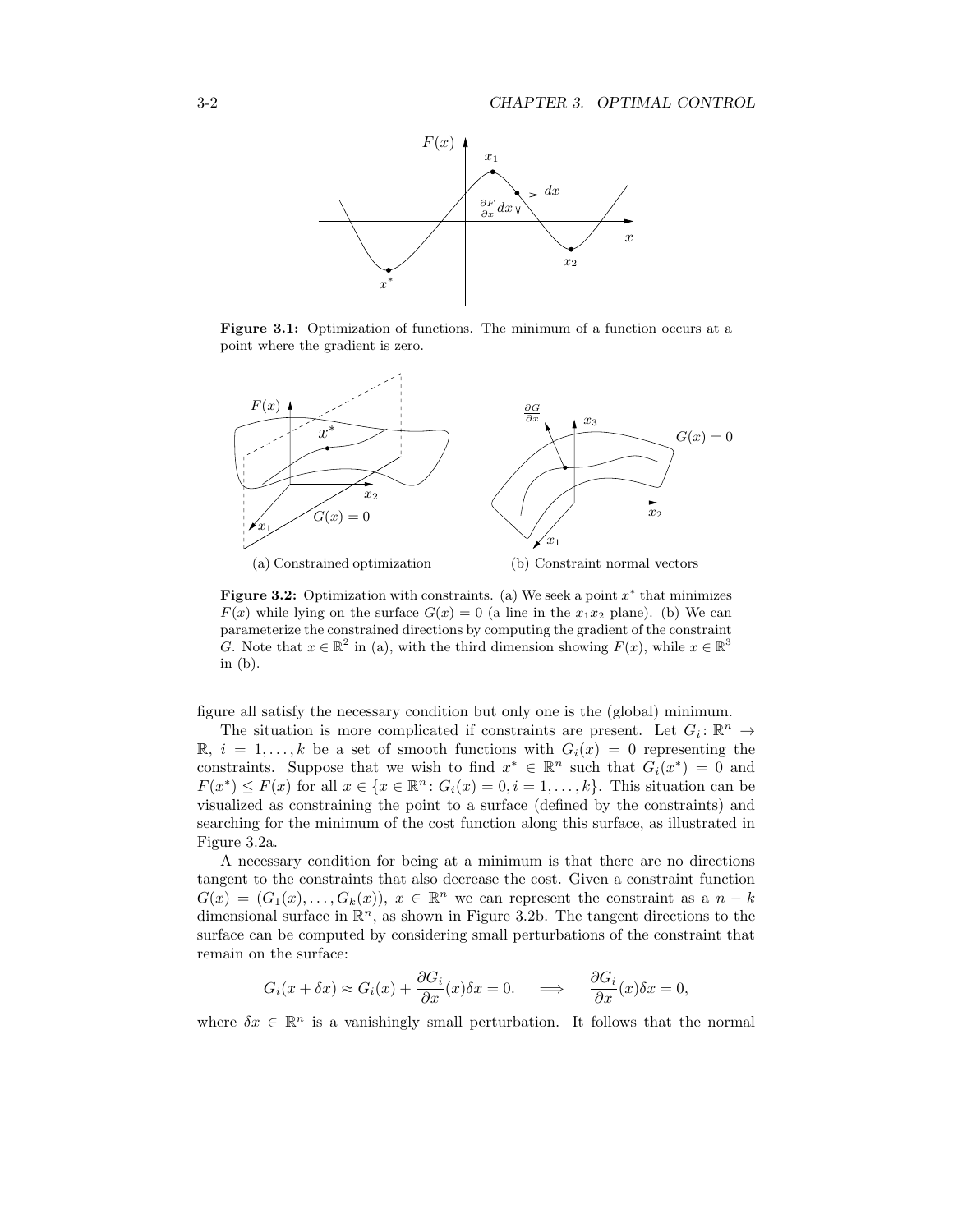**Figure 3.1:** Optimization of functions. The minimum of a function occurs at a point where the gradient is zero.

(a) Constrained optimization

(b) Constraint normal vectors

**Figure 3.2:** Optimization with constraints. (a) We seek a point $x^*$ that minimizes $F(x)$ while lying on the surface $G(x) = 0$ (a line in the $x_1x_2$ plane). (b) We can parameterize the constrained directions by computing the gradient of the constraint $G$. Note that $x \in \mathbb{R}^2$ in (a), with the third dimension showing $F(x)$, while $x \in \mathbb{R}^3$ in (b).

figure all satisfy the necessary condition but only one is the (global) minimum.

The situation is more complicated if constraints are present. Let $G_i \colon \mathbb{R}^n \to \mathbb{R}$, $i = 1, \dots, k$ be a set of smooth functions with $G_i(x) = 0$ representing the constraints. Suppose that we wish to find $x^* \in \mathbb{R}^n$ such that $G_i(x^*) = 0$ and $F(x^*) \leq F(x)$ for all $x \in \{x \in \mathbb{R}^n \colon G_i(x) = 0, i = 1, \dots, k\}$. This situation can be visualized as constraining the point to a surface (defined by the constraints) and searching for the minimum of the cost function along this surface, as illustrated in Figure 3.2a.

A necessary condition for being at a minimum is that there are no directions tangent to the constraints that also decrease the cost. Given a constraint function $G(x) = (G_1(x), \dots, G_k(x))$, $x \in \mathbb{R}^n$ we can represent the constraint as a $n - k$ dimensional surface in $\mathbb{R}^n$, as shown in Figure 3.2b. The tangent directions to the surface can be computed by considering small perturbations of the constraint that remain on the surface:

$$G_i(x + \delta x) \approx G_i(x) + \frac{\partial G_i}{\partial x}(x)\delta x = 0. \quad \Longrightarrow \quad \frac{\partial G_i}{\partial x}(x)\delta x = 0,$$

where $\delta x \in \mathbb{R}^n$ is a vanishingly small perturbation. It follows that the normal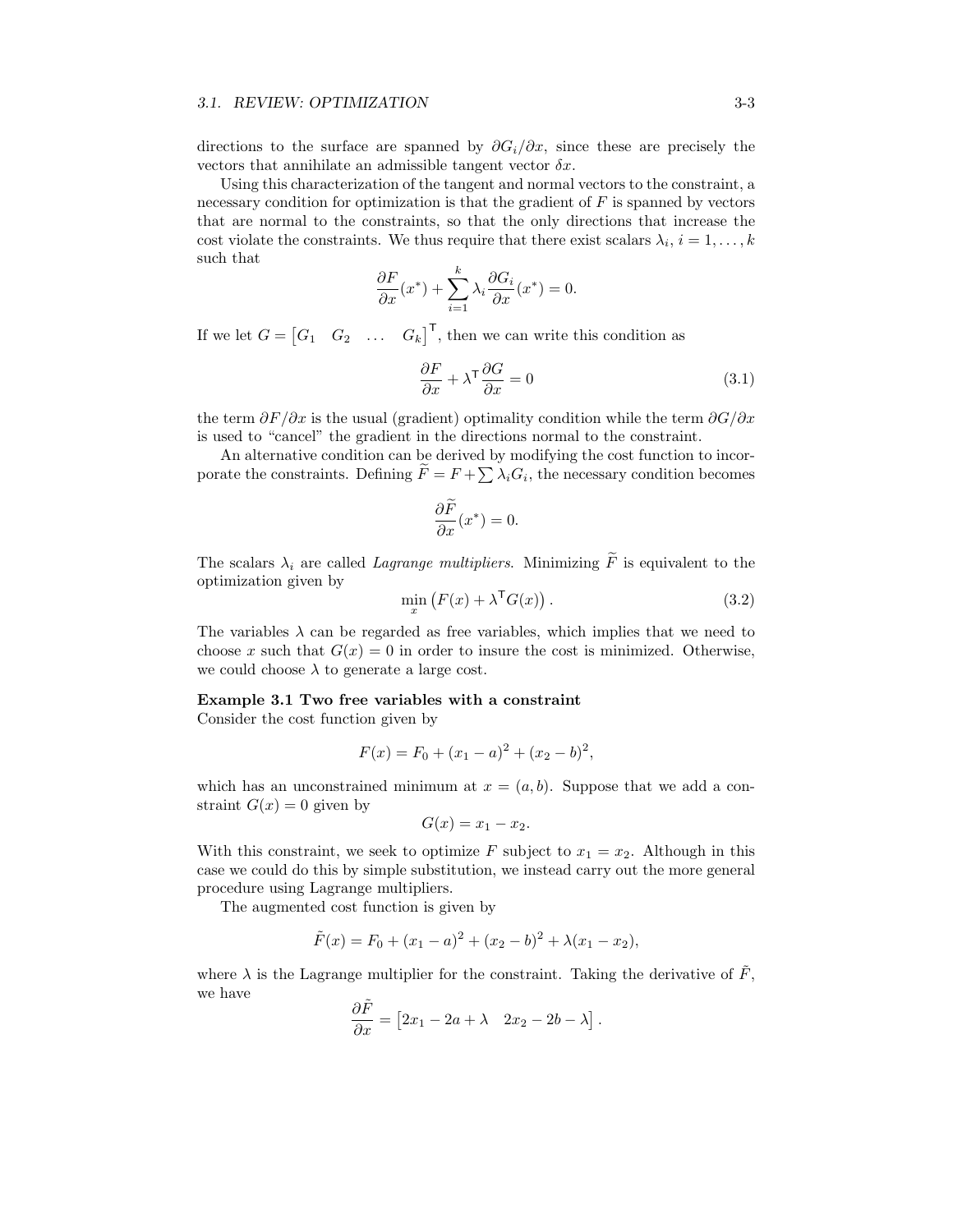directions to the surface are spanned by $\partial G_i/\partial x$, since these are precisely the vectors that annihilate an admissible tangent vector $\delta x$.

Using this characterization of the tangent and normal vectors to the constraint, a necessary condition for optimization is that the gradient of $F$ is spanned by vectors that are normal to the constraints, so that the only directions that increase the cost violate the constraints. We thus require that there exist scalars $\lambda_i$, $i = 1, \dots, k$ such that

$$\frac{\partial F}{\partial x}(x^*) + \sum_{i=1}^{k} \lambda_i \frac{\partial G_i}{\partial x}(x^*) = 0.$$

If we let $G = \begin{bmatrix} G_1 & G_2 & \dots & G_k \end{bmatrix}^\mathsf{T}$, then we can write this condition as

$$\frac{\partial F}{\partial x} + \lambda^\mathsf{T} \frac{\partial G}{\partial x} = 0 \tag{3.1}$$

the term $\partial F/\partial x$ is the usual (gradient) optimality condition while the term $\partial G/\partial x$ is used to "cancel" the gradient in the directions normal to the constraint.

An alternative condition can be derived by modifying the cost function to incorporate the constraints. Defining $\widetilde{F} = F + \sum \lambda_i G_i$, the necessary condition becomes

$$\frac{\partial \widetilde{F}}{\partial x}(x^*) = 0.$$

The scalars $\lambda_i$ are called *Lagrange multipliers*. Minimizing $\widetilde{F}$ is equivalent to the optimization given by

$$\min_x \left( F(x) + \lambda^\mathsf{T} G(x) \right). \tag{3.2}$$

The variables $\lambda$ can be regarded as free variables, which implies that we need to choose $x$ such that $G(x) = 0$ in order to insure the cost is minimized. Otherwise, we could choose $\lambda$ to generate a large cost.

**Example 3.1 Two free variables with a constraint**

Consider the cost function given by

$$F(x) = F_0 + (x_1 - a)^2 + (x_2 - b)^2,$$

which has an unconstrained minimum at $x = (a, b)$. Suppose that we add a constraint $G(x) = 0$ given by

$$G(x) = x_1 - x_2.$$

With this constraint, we seek to optimize $F$ subject to $x_1 = x_2$. Although in this case we could do this by simple substitution, we instead carry out the more general procedure using Lagrange multipliers.

The augmented cost function is given by

$$\tilde{F}(x) = F_0 + (x_1 - a)^2 + (x_2 - b)^2 + \lambda(x_1 - x_2),$$

where $\lambda$ is the Lagrange multiplier for the constraint. Taking the derivative of $\tilde{F}$, we have

$$\frac{\partial \tilde{F}}{\partial x} = \begin{bmatrix} 2x_1 - 2a + \lambda & 2x_2 - 2b - \lambda \end{bmatrix}.$$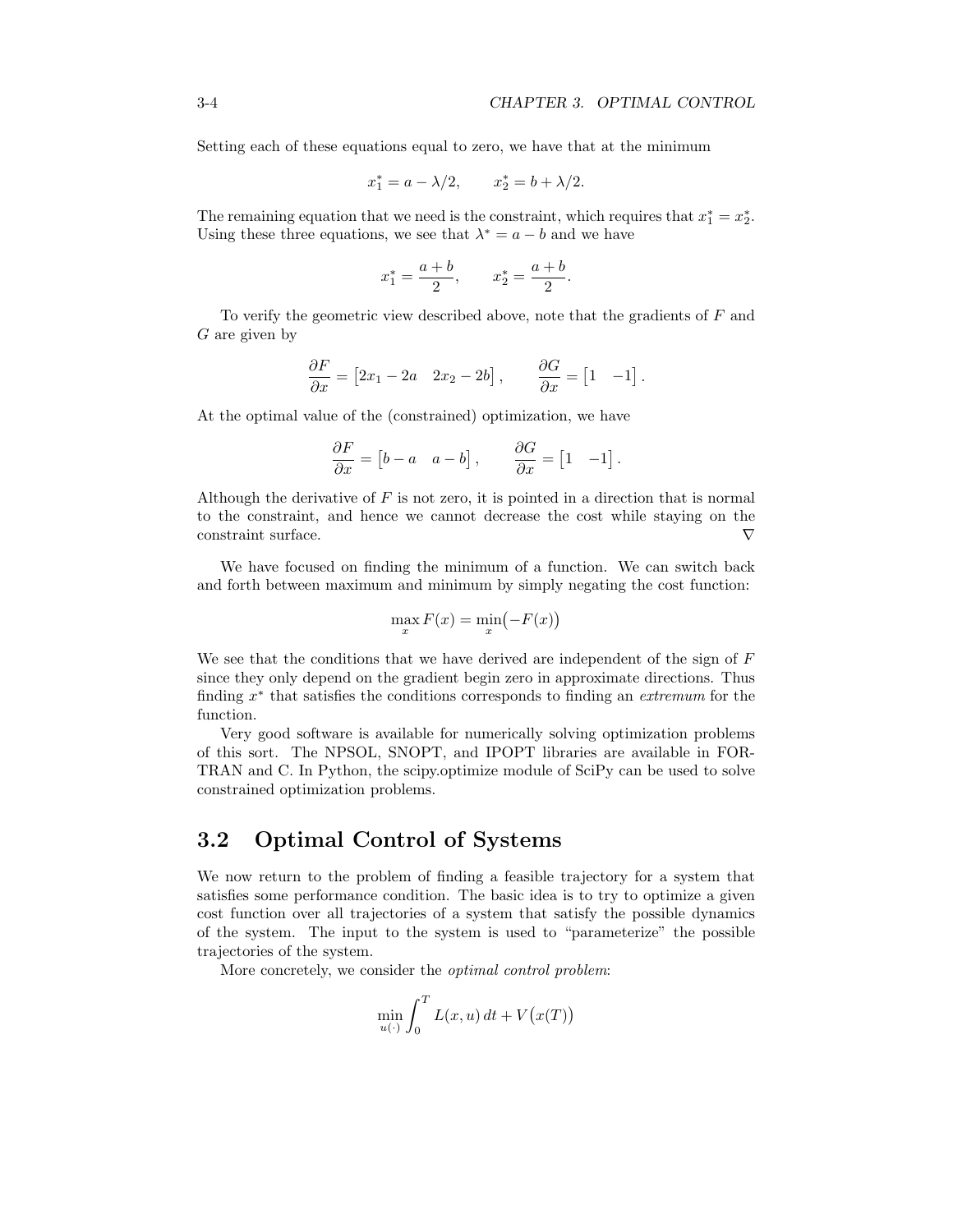Setting each of these equations equal to zero, we have that at the minimum

$$x_1^* = a - \lambda/2, \qquad x_2^* = b + \lambda/2.$$

The remaining equation that we need is the constraint, which requires that $x_1^* = x_2^*$. Using these three equations, we see that $\lambda^* = a - b$ and we have

$$x_1^* = \frac{a+b}{2}, \qquad x_2^* = \frac{a+b}{2}.$$

To verify the geometric view described above, note that the gradients of $F$ and $G$ are given by

$$\frac{\partial F}{\partial x} = \begin{bmatrix} 2x_1 - 2a & 2x_2 - 2b \end{bmatrix}, \qquad \frac{\partial G}{\partial x} = \begin{bmatrix} 1 & -1 \end{bmatrix}.$$

At the optimal value of the (constrained) optimization, we have

$$\frac{\partial F}{\partial x} = \begin{bmatrix} b - a & a - b \end{bmatrix}, \qquad \frac{\partial G}{\partial x} = \begin{bmatrix} 1 & -1 \end{bmatrix}.$$

Although the derivative of $F$ is not zero, it is pointed in a direction that is normal to the constraint, and hence we cannot decrease the cost while staying on the constraint surface. $\nabla$

We have focused on finding the minimum of a function. We can switch back and forth between maximum and minimum by simply negating the cost function:

$$\max_x F(x) = \min_x \bigl(-F(x)\bigr)$$

We see that the conditions that we have derived are independent of the sign of $F$ since they only depend on the gradient begin zero in approximate directions. Thus finding $x^*$ that satisfies the conditions corresponds to finding an *extremum* for the function.

Very good software is available for numerically solving optimization problems of this sort. The NPSOL, SNOPT, and IPOPT libraries are available in FORTRAN and C. In Python, the scipy.optimize module of SciPy can be used to solve constrained optimization problems.

## 3.2 Optimal Control of Systems

We now return to the problem of finding a feasible trajectory for a system that satisfies some performance condition. The basic idea is to try to optimize a given cost function over all trajectories of a system that satisfy the possible dynamics of the system. The input to the system is used to "parameterize" the possible trajectories of the system.

More concretely, we consider the *optimal control problem*:

$$\min_{u(\cdot)} \int_0^T L(x, u)\, dt + V\bigl(x(T)\bigr)$$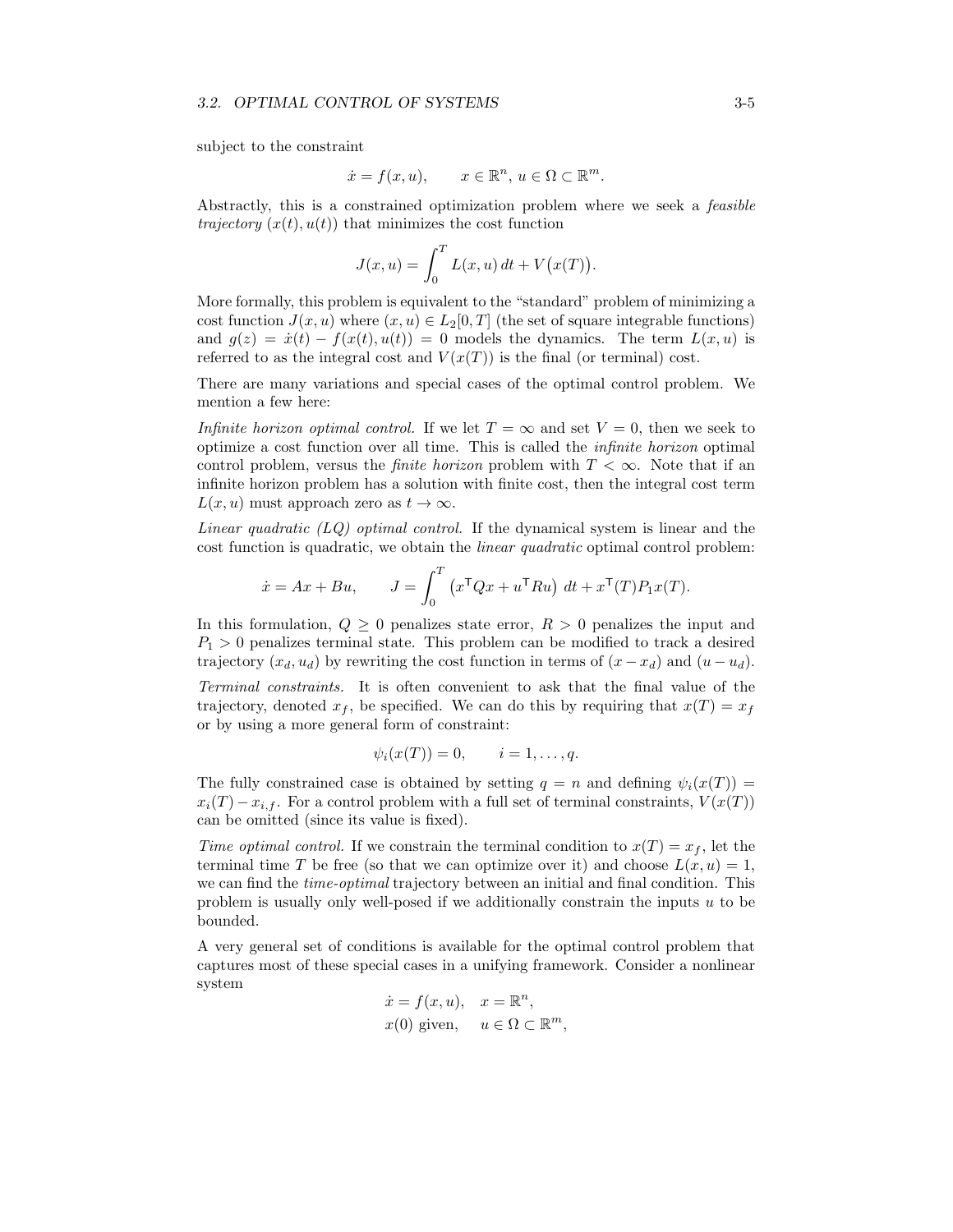subject to the constraint

$$\dot{x} = f(x, u), \qquad x \in \mathbb{R}^n,\ u \in \Omega \subset \mathbb{R}^m.$$

Abstractly, this is a constrained optimization problem where we seek a *feasible trajectory* $(x(t), u(t))$ that minimizes the cost function

$$J(x, u) = \int_0^T L(x, u)\, dt + V\big(x(T)\big).$$

More formally, this problem is equivalent to the "standard" problem of minimizing a cost function $J(x, u)$ where $(x, u) \in L_2[0, T]$ (the set of square integrable functions) and $g(z) = \dot{x}(t) - f(x(t), u(t)) = 0$ models the dynamics. The term $L(x, u)$ is referred to as the integral cost and $V(x(T))$ is the final (or terminal) cost.

There are many variations and special cases of the optimal control problem. We mention a few here:

*Infinite horizon optimal control.* If we let $T = \infty$ and set $V = 0$, then we seek to optimize a cost function over all time. This is called the *infinite horizon* optimal control problem, versus the *finite horizon* problem with $T < \infty$. Note that if an infinite horizon problem has a solution with finite cost, then the integral cost term $L(x, u)$ must approach zero as $t \to \infty$.

*Linear quadratic (LQ) optimal control.* If the dynamical system is linear and the cost function is quadratic, we obtain the *linear quadratic* optimal control problem:

$$\dot{x} = Ax + Bu, \qquad J = \int_0^T \left(x^{\mathsf{T}} Q x + u^{\mathsf{T}} R u\right)\, dt + x^{\mathsf{T}}(T) P_1 x(T).$$

In this formulation, $Q \geq 0$ penalizes state error, $R > 0$ penalizes the input and $P_1 > 0$ penalizes terminal state. This problem can be modified to track a desired trajectory $(x_d, u_d)$ by rewriting the cost function in terms of $(x - x_d)$ and $(u - u_d)$.

*Terminal constraints.* It is often convenient to ask that the final value of the trajectory, denoted $x_f$, be specified. We can do this by requiring that $x(T) = x_f$ or by using a more general form of constraint:

$$\psi_i(x(T)) = 0, \qquad i = 1, \dots, q.$$

The fully constrained case is obtained by setting $q = n$ and defining $\psi_i(x(T)) = x_i(T) - x_{i,f}$. For a control problem with a full set of terminal constraints, $V(x(T))$ can be omitted (since its value is fixed).

*Time optimal control.* If we constrain the terminal condition to $x(T) = x_f$, let the terminal time $T$ be free (so that we can optimize over it) and choose $L(x, u) = 1$, we can find the *time-optimal* trajectory between an initial and final condition. This problem is usually only well-posed if we additionally constrain the inputs $u$ to be bounded.

A very general set of conditions is available for the optimal control problem that captures most of these special cases in a unifying framework. Consider a nonlinear system

$$\begin{aligned} \dot{x} &= f(x, u), \quad x = \mathbb{R}^n, \\ x(0) &\text{ given}, \quad\ u \in \Omega \subset \mathbb{R}^m, \end{aligned}$$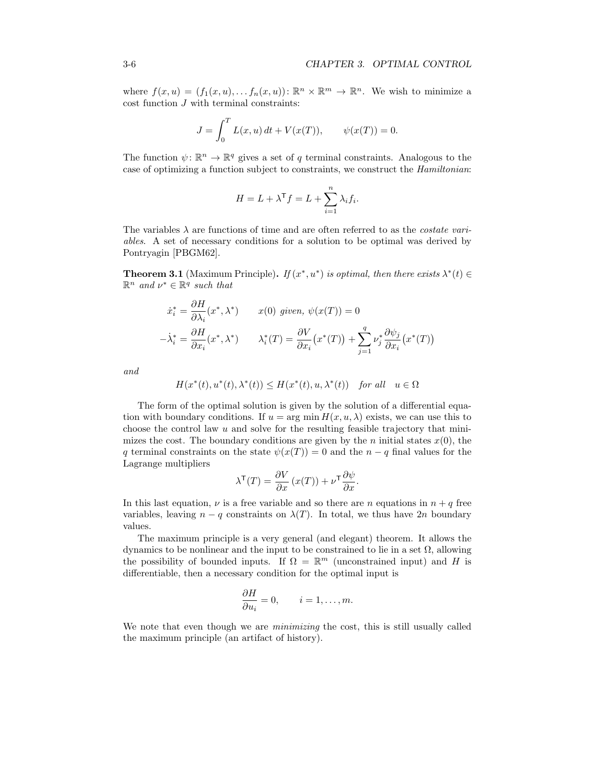where $f(x, u) = (f_1(x, u), \dots f_n(x, u)) \colon \mathbb{R}^n \times \mathbb{R}^m \to \mathbb{R}^n$. We wish to minimize a cost function $J$ with terminal constraints:

$$J = \int_0^T L(x, u)\, dt + V(x(T)), \qquad \psi(x(T)) = 0.$$

The function $\psi \colon \mathbb{R}^n \to \mathbb{R}^q$ gives a set of $q$ terminal constraints. Analogous to the case of optimizing a function subject to constraints, we construct the *Hamiltonian*:

$$H = L + \lambda^\mathsf{T} f = L + \sum_{i=1}^{n} \lambda_i f_i.$$

The variables $\lambda$ are functions of time and are often referred to as the *costate variables*. A set of necessary conditions for a solution to be optimal was derived by Pontryagin [PBGM62].

**Theorem 3.1** (Maximum Principle)**.** *If $(x^*, u^*)$ is optimal, then there exists $\lambda^*(t) \in \mathbb{R}^n$ and $\nu^* \in \mathbb{R}^q$ such that*

$$\begin{aligned}
\dot{x}_i^* &= \frac{\partial H}{\partial \lambda_i}(x^*, \lambda^*) \qquad && x(0) \textit{ given, } \psi(x(T)) = 0 \\
-\dot{\lambda}_i^* &= \frac{\partial H}{\partial x_i}(x^*, \lambda^*) \qquad && \lambda_i^*(T) = \frac{\partial V}{\partial x_i}\big(x^*(T)\big) + \sum_{j=1}^{q} \nu_j^* \frac{\partial \psi_j}{\partial x_i}\big(x^*(T)\big)
\end{aligned}$$

*and*

$$H(x^*(t), u^*(t), \lambda^*(t)) \leq H(x^*(t), u, \lambda^*(t)) \quad \textit{for all} \quad u \in \Omega$$

The form of the optimal solution is given by the solution of a differential equation with boundary conditions. If $u = \arg\min H(x, u, \lambda)$ exists, we can use this to choose the control law $u$ and solve for the resulting feasible trajectory that minimizes the cost. The boundary conditions are given by the $n$ initial states $x(0)$, the $q$ terminal constraints on the state $\psi(x(T)) = 0$ and the $n - q$ final values for the Lagrange multipliers

$$\lambda^\mathsf{T}(T) = \frac{\partial V}{\partial x}\,(x(T)) + \nu^\mathsf{T} \frac{\partial \psi}{\partial x}.$$

In this last equation, $\nu$ is a free variable and so there are $n$ equations in $n + q$ free variables, leaving $n - q$ constraints on $\lambda(T)$. In total, we thus have $2n$ boundary values.

The maximum principle is a very general (and elegant) theorem. It allows the dynamics to be nonlinear and the input to be constrained to lie in a set $\Omega$, allowing the possibility of bounded inputs. If $\Omega = \mathbb{R}^m$ (unconstrained input) and $H$ is differentiable, then a necessary condition for the optimal input is

$$\frac{\partial H}{\partial u_i} = 0, \qquad i = 1, \dots, m.$$

We note that even though we are *minimizing* the cost, this is still usually called the maximum principle (an artifact of history).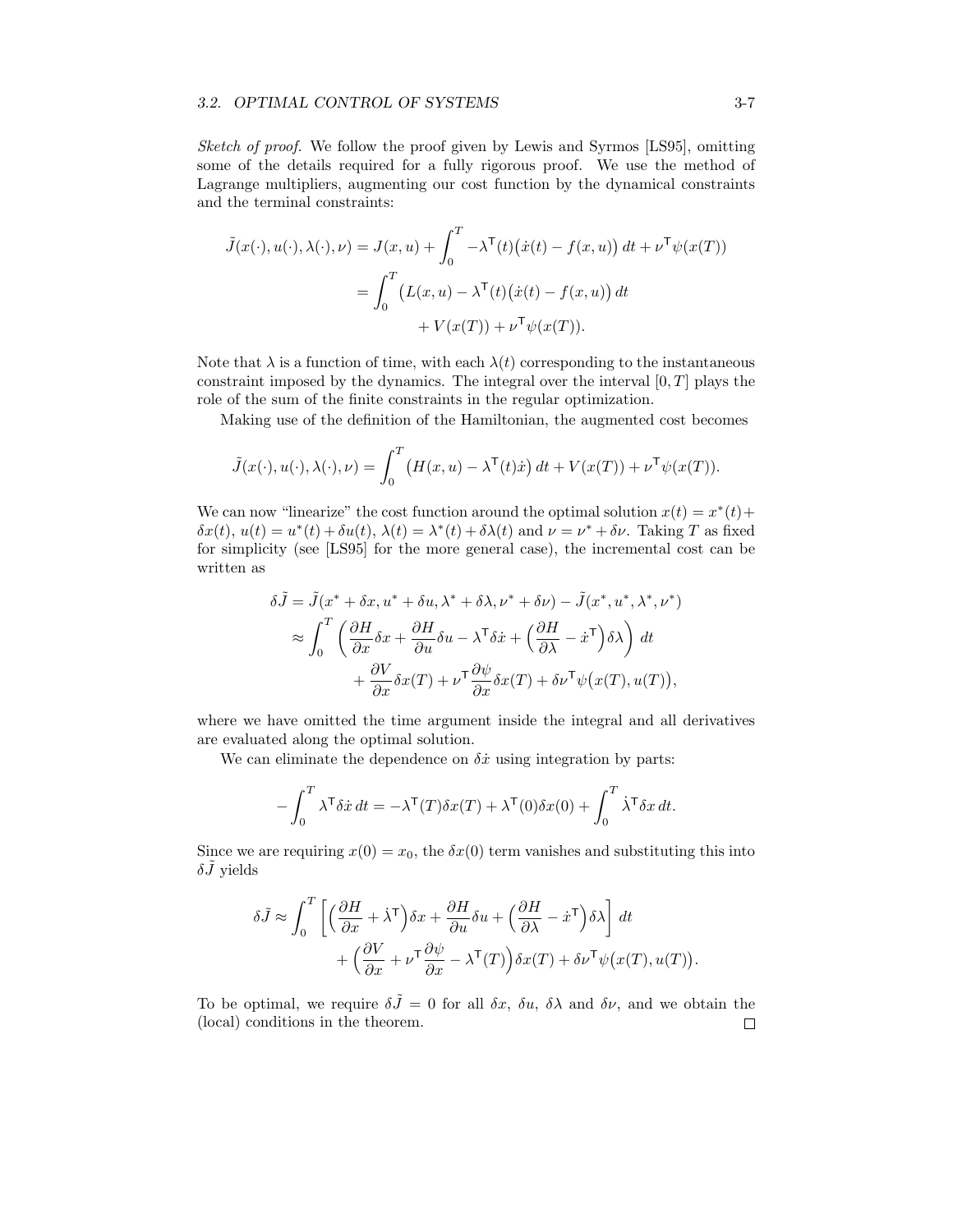*Sketch of proof.* We follow the proof given by Lewis and Syrmos [LS95], omitting some of the details required for a fully rigorous proof. We use the method of Lagrange multipliers, augmenting our cost function by the dynamical constraints and the terminal constraints:

$$
\begin{aligned}
\tilde{J}(x(\cdot), u(\cdot), \lambda(\cdot), \nu) &= J(x,u) + \int_0^T -\lambda^{\mathsf{T}}(t)\big(\dot{x}(t) - f(x,u)\big)\,dt + \nu^{\mathsf{T}}\psi(x(T)) \\
&= \int_0^T \big(L(x,u) - \lambda^{\mathsf{T}}(t)\big(\dot{x}(t) - f(x,u)\big)\,dt \\
&\qquad + V(x(T)) + \nu^{\mathsf{T}}\psi(x(T)).
\end{aligned}
$$

Note that $\lambda$ is a function of time, with each $\lambda(t)$ corresponding to the instantaneous constraint imposed by the dynamics. The integral over the interval $[0,T]$ plays the role of the sum of the finite constraints in the regular optimization.

Making use of the definition of the Hamiltonian, the augmented cost becomes

$$
\tilde{J}(x(\cdot), u(\cdot), \lambda(\cdot), \nu) = \int_0^T \big(H(x,u) - \lambda^{\mathsf{T}}(t)\dot{x}\big)\,dt + V(x(T)) + \nu^{\mathsf{T}}\psi(x(T)).
$$

We can now "linearize" the cost function around the optimal solution $x(t) = x^*(t) + \delta x(t)$, $u(t) = u^*(t) + \delta u(t)$, $\lambda(t) = \lambda^*(t) + \delta\lambda(t)$ and $\nu = \nu^* + \delta\nu$. Taking $T$ as fixed for simplicity (see [LS95] for the more general case), the incremental cost can be written as

$$
\begin{aligned}
\delta\tilde{J} &= \tilde{J}(x^* + \delta x, u^* + \delta u, \lambda^* + \delta\lambda, \nu^* + \delta\nu) - \tilde{J}(x^*, u^*, \lambda^*, \nu^*) \\
&\approx \int_0^T \left( \frac{\partial H}{\partial x}\delta x + \frac{\partial H}{\partial u}\delta u - \lambda^{\mathsf{T}}\delta\dot{x} + \Big(\frac{\partial H}{\partial \lambda} - \dot{x}^{\mathsf{T}}\Big)\delta\lambda \right)\,dt \\
&\qquad + \frac{\partial V}{\partial x}\delta x(T) + \nu^{\mathsf{T}}\frac{\partial \psi}{\partial x}\delta x(T) + \delta\nu^{\mathsf{T}}\psi\big(x(T), u(T)\big),
\end{aligned}
$$

where we have omitted the time argument inside the integral and all derivatives are evaluated along the optimal solution.

We can eliminate the dependence on $\delta\dot{x}$ using integration by parts:

$$
-\int_0^T \lambda^{\mathsf{T}}\delta\dot{x}\,dt = -\lambda^{\mathsf{T}}(T)\delta x(T) + \lambda^{\mathsf{T}}(0)\delta x(0) + \int_0^T \dot{\lambda}^{\mathsf{T}}\delta x\,dt.
$$

Since we are requiring $x(0) = x_0$, the $\delta x(0)$ term vanishes and substituting this into $\delta\tilde{J}$ yields

$$
\begin{aligned}
\delta\tilde{J} &\approx \int_0^T \left[ \Big(\frac{\partial H}{\partial x} + \dot{\lambda}^{\mathsf{T}}\Big)\delta x + \frac{\partial H}{\partial u}\delta u + \Big(\frac{\partial H}{\partial \lambda} - \dot{x}^{\mathsf{T}}\Big)\delta\lambda \right]\,dt \\
&\qquad + \Big(\frac{\partial V}{\partial x} + \nu^{\mathsf{T}}\frac{\partial \psi}{\partial x} - \lambda^{\mathsf{T}}(T)\Big)\delta x(T) + \delta\nu^{\mathsf{T}}\psi\big(x(T), u(T)\big).
\end{aligned}
$$

To be optimal, we require $\delta\tilde{J} = 0$ for all $\delta x$, $\delta u$, $\delta\lambda$ and $\delta\nu$, and we obtain the (local) conditions in the theorem. ∎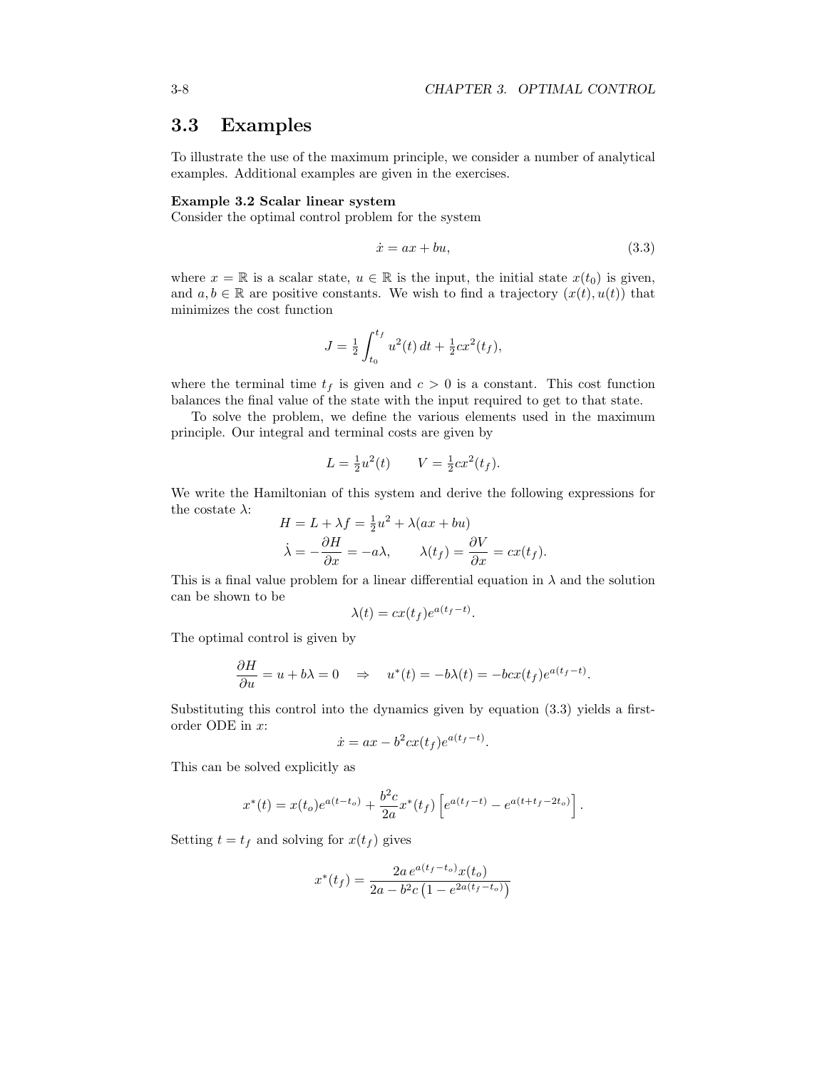## 3.3 Examples

To illustrate the use of the maximum principle, we consider a number of analytical examples. Additional examples are given in the exercises.

**Example 3.2 Scalar linear system**
Consider the optimal control problem for the system

$$\dot{x} = ax + bu, \tag{3.3}$$

where $x = \mathbb{R}$ is a scalar state, $u \in \mathbb{R}$ is the input, the initial state $x(t_0)$ is given, and $a, b \in \mathbb{R}$ are positive constants. We wish to find a trajectory $(x(t), u(t))$ that minimizes the cost function

$$J = \tfrac{1}{2} \int_{t_0}^{t_f} u^2(t)\, dt + \tfrac{1}{2} c x^2(t_f),$$

where the terminal time $t_f$ is given and $c > 0$ is a constant. This cost function balances the final value of the state with the input required to get to that state.

To solve the problem, we define the various elements used in the maximum principle. Our integral and terminal costs are given by

$$L = \tfrac{1}{2} u^2(t) \qquad V = \tfrac{1}{2} c x^2(t_f).$$

We write the Hamiltonian of this system and derive the following expressions for the costate $\lambda$:

$$
\begin{aligned}
H &= L + \lambda f = \tfrac{1}{2} u^2 + \lambda(ax + bu) \\
\dot{\lambda} &= -\frac{\partial H}{\partial x} = -a\lambda, \qquad \lambda(t_f) = \frac{\partial V}{\partial x} = c x(t_f).
\end{aligned}
$$

This is a final value problem for a linear differential equation in $\lambda$ and the solution can be shown to be

$$\lambda(t) = c x(t_f) e^{a(t_f - t)}.$$

The optimal control is given by

$$\frac{\partial H}{\partial u} = u + b\lambda = 0 \quad \Rightarrow \quad u^*(t) = -b\lambda(t) = -bcx(t_f) e^{a(t_f - t)}.$$

Substituting this control into the dynamics given by equation (3.3) yields a first-order ODE in $x$:

$$\dot{x} = ax - b^2 c x(t_f) e^{a(t_f - t)}.$$

This can be solved explicitly as

$$x^*(t) = x(t_o) e^{a(t - t_o)} + \frac{b^2 c}{2a} x^*(t_f) \left[ e^{a(t_f - t)} - e^{a(t + t_f - 2t_o)} \right].$$

Setting $t = t_f$ and solving for $x(t_f)$ gives

$$x^*(t_f) = \frac{2a\, e^{a(t_f - t_o)} x(t_o)}{2a - b^2 c \left(1 - e^{2a(t_f - t_o)}\right)}$$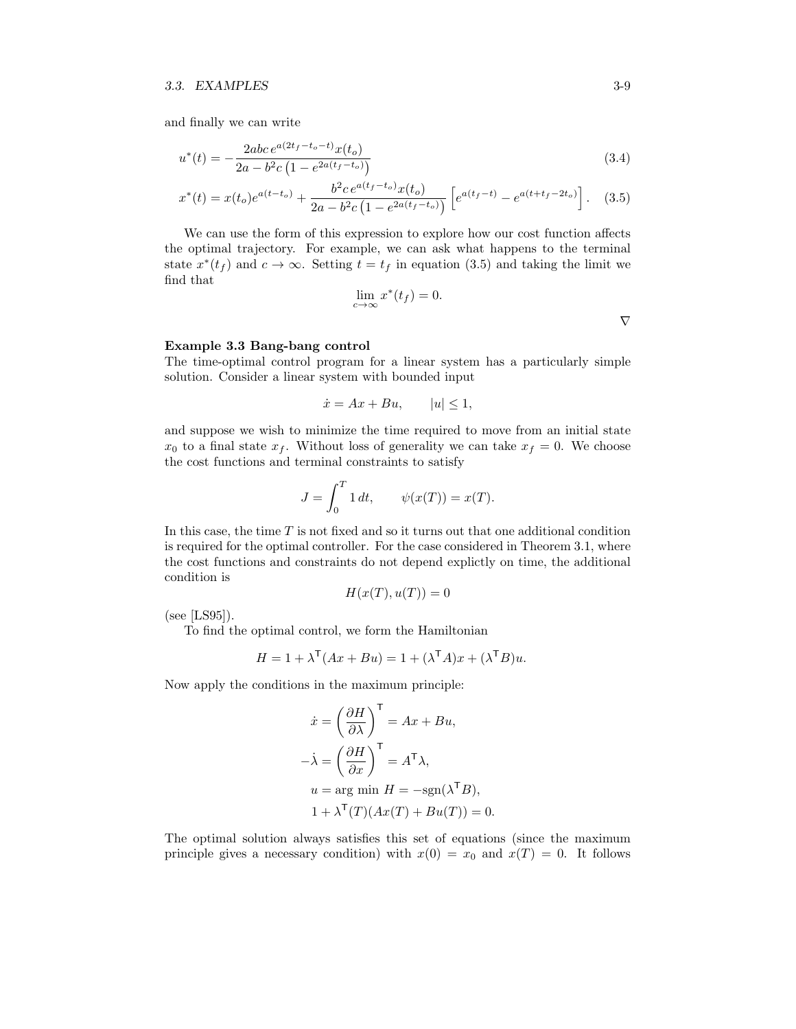and finally we can write

$$u^*(t) = -\frac{2abc\, e^{a(2t_f - t_o - t)} x(t_o)}{2a - b^2 c\left(1 - e^{2a(t_f - t_o)}\right)} \tag{3.4}$$

$$x^*(t) = x(t_o)e^{a(t-t_o)} + \frac{b^2 c\, e^{a(t_f - t_o)} x(t_o)}{2a - b^2 c\left(1 - e^{2a(t_f - t_o)}\right)} \left[e^{a(t_f - t)} - e^{a(t + t_f - 2t_o)}\right]. \tag{3.5}$$

We can use the form of this expression to explore how our cost function affects the optimal trajectory. For example, we can ask what happens to the terminal state $x^*(t_f)$ and $c \to \infty$. Setting $t = t_f$ in equation (3.5) and taking the limit we find that

$$\lim_{c \to \infty} x^*(t_f) = 0.$$

$\nabla$

**Example 3.3 Bang-bang control**

The time-optimal control program for a linear system has a particularly simple solution. Consider a linear system with bounded input

$$\dot{x} = Ax + Bu, \qquad |u| \leq 1,$$

and suppose we wish to minimize the time required to move from an initial state $x_0$ to a final state $x_f$. Without loss of generality we can take $x_f = 0$. We choose the cost functions and terminal constraints to satisfy

$$J = \int_0^T 1\, dt, \qquad \psi(x(T)) = x(T).$$

In this case, the time $T$ is not fixed and so it turns out that one additional condition is required for the optimal controller. For the case considered in Theorem 3.1, where the cost functions and constraints do not depend explictly on time, the additional condition is

$$H(x(T), u(T)) = 0$$

(see [LS95]).

To find the optimal control, we form the Hamiltonian

$$H = 1 + \lambda^{\mathsf{T}}(Ax + Bu) = 1 + (\lambda^{\mathsf{T}}A)x + (\lambda^{\mathsf{T}}B)u.$$

Now apply the conditions in the maximum principle:

$$\begin{aligned}
\dot{x} &= \left(\frac{\partial H}{\partial \lambda}\right)^{\mathsf{T}} = Ax + Bu, \\
-\dot{\lambda} &= \left(\frac{\partial H}{\partial x}\right)^{\mathsf{T}} = A^{\mathsf{T}}\lambda, \\
u &= \text{arg min } H = -\text{sgn}(\lambda^{\mathsf{T}}B), \\
&1 + \lambda^{\mathsf{T}}(T)(Ax(T) + Bu(T)) = 0.
\end{aligned}$$

The optimal solution always satisfies this set of equations (since the maximum principle gives a necessary condition) with $x(0) = x_0$ and $x(T) = 0$. It follows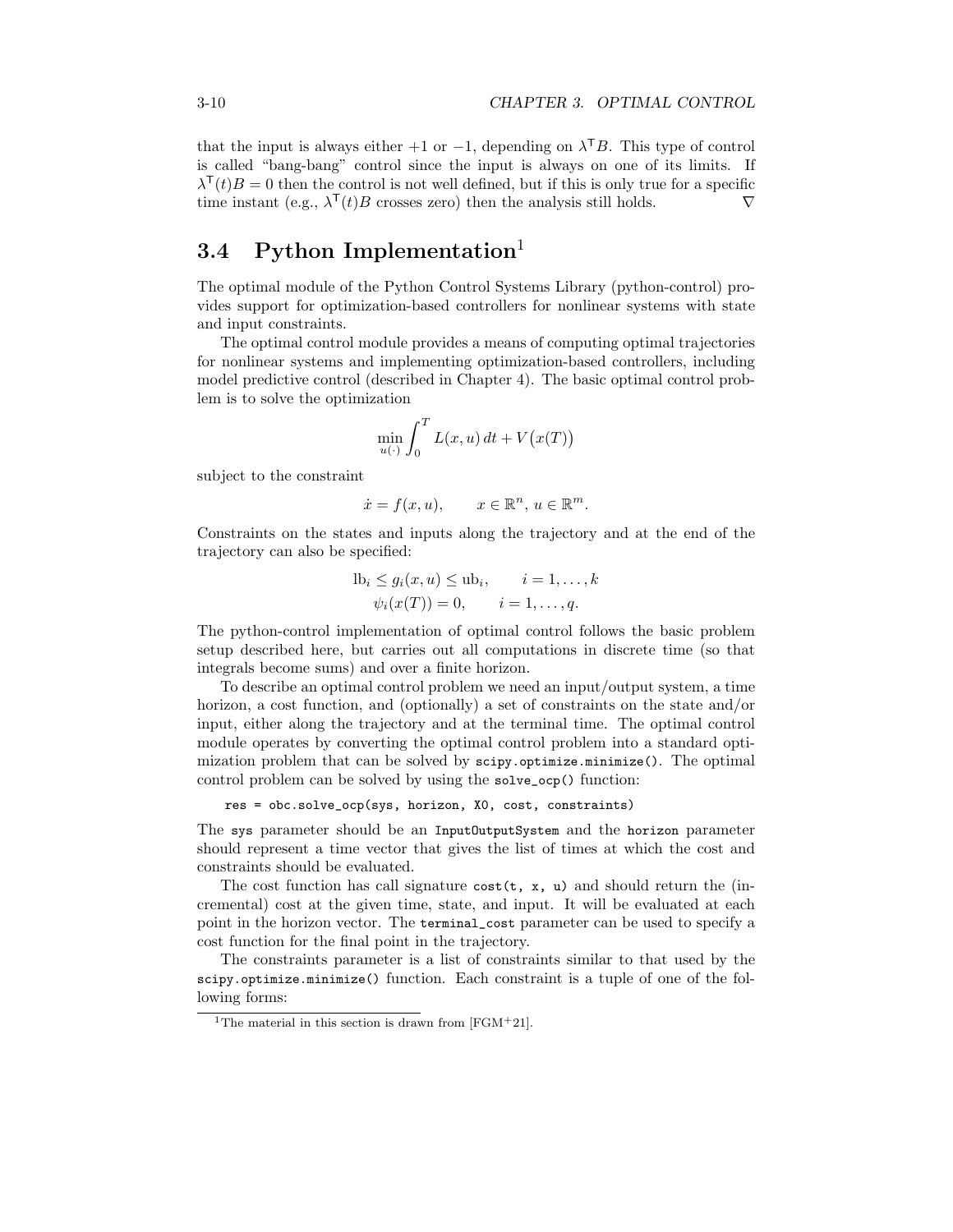that the input is always either $+1$ or $-1$, depending on $\lambda^\mathsf{T} B$. This type of control is called "bang-bang" control since the input is always on one of its limits. If $\lambda^\mathsf{T}(t)B = 0$ then the control is not well defined, but if this is only true for a specific time instant (e.g., $\lambda^\mathsf{T}(t)B$ crosses zero) then the analysis still holds. $\nabla$

## 3.4 Python Implementation[1]

The optimal module of the Python Control Systems Library (python-control) provides support for optimization-based controllers for nonlinear systems with state and input constraints.

The optimal control module provides a means of computing optimal trajectories for nonlinear systems and implementing optimization-based controllers, including model predictive control (described in Chapter 4). The basic optimal control problem is to solve the optimization

$$\min_{u(\cdot)} \int_0^T L(x, u)\, dt + V\big(x(T)\big)$$

subject to the constraint

$$\dot{x} = f(x, u), \qquad x \in \mathbb{R}^n,\, u \in \mathbb{R}^m.$$

Constraints on the states and inputs along the trajectory and at the end of the trajectory can also be specified:

$$\begin{aligned} \mathrm{lb}_i \leq g_i(x, u) \leq \mathrm{ub}_i, \qquad i = 1, \dots, k \\ \psi_i(x(T)) = 0, \qquad i = 1, \dots, q. \end{aligned}$$

The python-control implementation of optimal control follows the basic problem setup described here, but carries out all computations in discrete time (so that integrals become sums) and over a finite horizon.

To describe an optimal control problem we need an input/output system, a time horizon, a cost function, and (optionally) a set of constraints on the state and/or input, either along the trajectory and at the terminal time. The optimal control module operates by converting the optimal control problem into a standard optimization problem that can be solved by `scipy.optimize.minimize()`. The optimal control problem can be solved by using the `solve_ocp()` function:

```
res = obc.solve_ocp(sys, horizon, X0, cost, constraints)
```

The `sys` parameter should be an `InputOutputSystem` and the `horizon` parameter should represent a time vector that gives the list of times at which the cost and constraints should be evaluated.

The cost function has call signature `cost(t, x, u)` and should return the (incremental) cost at the given time, state, and input. It will be evaluated at each point in the horizon vector. The `terminal_cost` parameter can be used to specify a cost function for the final point in the trajectory.

The constraints parameter is a list of constraints similar to that used by the `scipy.optimize.minimize()` function. Each constraint is a tuple of one of the following forms:

[1] The material in this section is drawn from [FGM+21].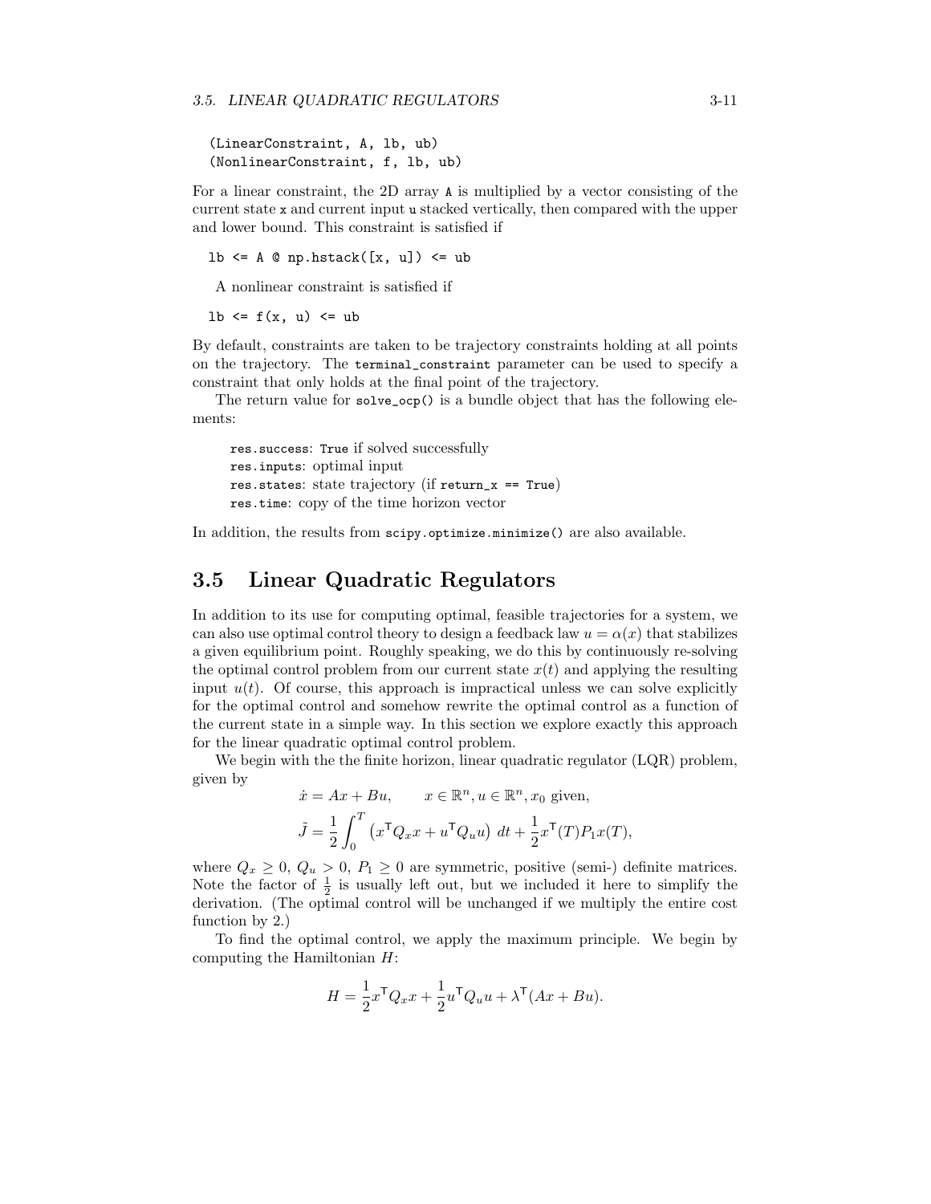```
(LinearConstraint, A, lb, ub)
(NonlinearConstraint, f, lb, ub)
```

For a linear constraint, the 2D array `A` is multiplied by a vector consisting of the current state `x` and current input `u` stacked vertically, then compared with the upper and lower bound. This constraint is satisfied if

```
lb <= A @ np.hstack([x, u]) <= ub
```

A nonlinear constraint is satisfied if

```
lb <= f(x, u) <= ub
```

By default, constraints are taken to be trajectory constraints holding at all points on the trajectory. The `terminal_constraint` parameter can be used to specify a constraint that only holds at the final point of the trajectory.

The return value for `solve_ocp()` is a bundle object that has the following elements:

- `res.success`: `True` if solved successfully
- `res.inputs`: optimal input
- `res.states`: state trajectory (if `return_x == True`)
- `res.time`: copy of the time horizon vector

In addition, the results from `scipy.optimize.minimize()` are also available.

## 3.5 Linear Quadratic Regulators

In addition to its use for computing optimal, feasible trajectories for a system, we can also use optimal control theory to design a feedback law $u = \alpha(x)$ that stabilizes a given equilibrium point. Roughly speaking, we do this by continuously re-solving the optimal control problem from our current state $x(t)$ and applying the resulting input $u(t)$. Of course, this approach is impractical unless we can solve explicitly for the optimal control and somehow rewrite the optimal control as a function of the current state in a simple way. In this section we explore exactly this approach for the linear quadratic optimal control problem.

We begin with the the finite horizon, linear quadratic regulator (LQR) problem, given by

$$\dot{x} = Ax + Bu, \qquad x \in \mathbb{R}^n, u \in \mathbb{R}^n, x_0 \text{ given},$$

$$\tilde{J} = \frac{1}{2}\int_0^T \left(x^\mathsf{T} Q_x x + u^\mathsf{T} Q_u u\right)\, dt + \frac{1}{2} x^\mathsf{T}(T) P_1 x(T),$$

where $Q_x \geq 0$, $Q_u > 0$, $P_1 \geq 0$ are symmetric, positive (semi-) definite matrices. Note the factor of $\frac{1}{2}$ is usually left out, but we included it here to simplify the derivation. (The optimal control will be unchanged if we multiply the entire cost function by 2.)

To find the optimal control, we apply the maximum principle. We begin by computing the Hamiltonian $H$:

$$H = \frac{1}{2} x^\mathsf{T} Q_x x + \frac{1}{2} u^\mathsf{T} Q_u u + \lambda^\mathsf{T}(Ax + Bu).$$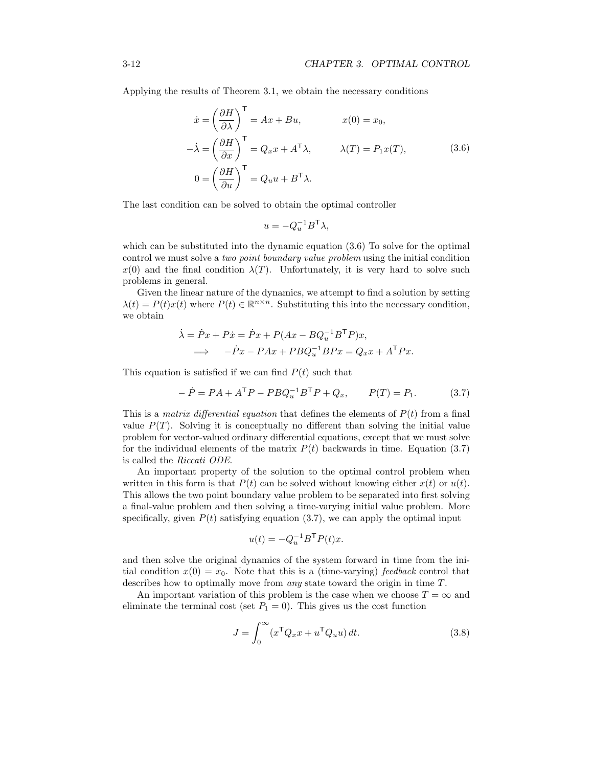Applying the results of Theorem 3.1, we obtain the necessary conditions

$$
\begin{aligned}
\dot{x} &= \left(\frac{\partial H}{\partial \lambda}\right)^{\mathsf{T}} = Ax + Bu, & x(0) &= x_0, \\
-\dot{\lambda} &= \left(\frac{\partial H}{\partial x}\right)^{\mathsf{T}} = Q_x x + A^{\mathsf{T}}\lambda, & \lambda(T) &= P_1 x(T), \\
0 &= \left(\frac{\partial H}{\partial u}\right)^{\mathsf{T}} = Q_u u + B^{\mathsf{T}}\lambda.
\end{aligned}
\tag{3.6}
$$

The last condition can be solved to obtain the optimal controller

$$
u = -Q_u^{-1} B^{\mathsf{T}} \lambda,
$$

which can be substituted into the dynamic equation (3.6) To solve for the optimal control we must solve a *two point boundary value problem* using the initial condition $x(0)$ and the final condition $\lambda(T)$. Unfortunately, it is very hard to solve such problems in general.

Given the linear nature of the dynamics, we attempt to find a solution by setting $\lambda(t) = P(t)x(t)$ where $P(t) \in \mathbb{R}^{n \times n}$. Substituting this into the necessary condition, we obtain

$$
\begin{aligned}
\dot{\lambda} = \dot{P}x + P\dot{x} &= \dot{P}x + P(Ax - BQ_u^{-1}B^{\mathsf{T}}P)x, \\
\implies \quad -\dot{P}x - PAx &+ PBQ_u^{-1}BPx = Q_x x + A^{\mathsf{T}}Px.
\end{aligned}
$$

This equation is satisfied if we can find $P(t)$ such that

$$
-\dot{P} = PA + A^{\mathsf{T}}P - PBQ_u^{-1}B^{\mathsf{T}}P + Q_x, \qquad P(T) = P_1. \tag{3.7}
$$

This is a *matrix differential equation* that defines the elements of $P(t)$ from a final value $P(T)$. Solving it is conceptually no different than solving the initial value problem for vector-valued ordinary differential equations, except that we must solve for the individual elements of the matrix $P(t)$ backwards in time. Equation (3.7) is called the *Riccati ODE*.

An important property of the solution to the optimal control problem when written in this form is that $P(t)$ can be solved without knowing either $x(t)$ or $u(t)$. This allows the two point boundary value problem to be separated into first solving a final-value problem and then solving a time-varying initial value problem. More specifically, given $P(t)$ satisfying equation (3.7), we can apply the optimal input

$$
u(t) = -Q_u^{-1}B^{\mathsf{T}}P(t)x.
$$

and then solve the original dynamics of the system forward in time from the initial condition $x(0) = x_0$. Note that this is a (time-varying) *feedback* control that describes how to optimally move from *any* state toward the origin in time $T$.

An important variation of this problem is the case when we choose $T = \infty$ and eliminate the terminal cost (set $P_1 = 0$). This gives us the cost function

$$
J = \int_0^\infty (x^{\mathsf{T}}Q_x x + u^{\mathsf{T}}Q_u u)\, dt. \tag{3.8}
$$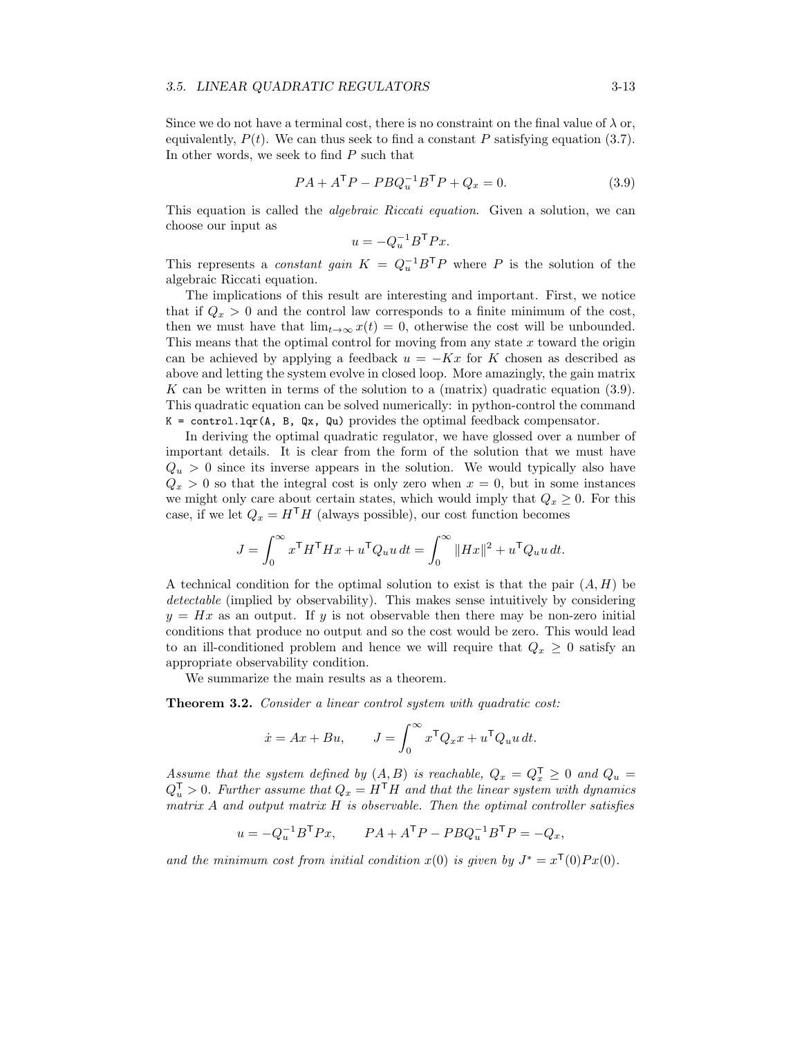Since we do not have a terminal cost, there is no constraint on the final value of $\lambda$ or, equivalently, $P(t)$. We can thus seek to find a constant $P$ satisfying equation (3.7). In other words, we seek to find $P$ such that

$$PA + A^{\mathsf{T}}P - PBQ_u^{-1}B^{\mathsf{T}}P + Q_x = 0. \tag{3.9}$$

This equation is called the *algebraic Riccati equation*. Given a solution, we can choose our input as

$$u = -Q_u^{-1}B^{\mathsf{T}}Px.$$

This represents a *constant gain* $K = Q_u^{-1}B^{\mathsf{T}}P$ where $P$ is the solution of the algebraic Riccati equation.

The implications of this result are interesting and important. First, we notice that if $Q_x > 0$ and the control law corresponds to a finite minimum of the cost, then we must have that $\lim_{t\to\infty} x(t) = 0$, otherwise the cost will be unbounded. This means that the optimal control for moving from any state $x$ toward the origin can be achieved by applying a feedback $u = -Kx$ for $K$ chosen as described as above and letting the system evolve in closed loop. More amazingly, the gain matrix $K$ can be written in terms of the solution to a (matrix) quadratic equation (3.9). This quadratic equation can be solved numerically: in python-control the command `K = control.lqr(A, B, Qx, Qu)` provides the optimal feedback compensator.

In deriving the optimal quadratic regulator, we have glossed over a number of important details. It is clear from the form of the solution that we must have $Q_u > 0$ since its inverse appears in the solution. We would typically also have $Q_x > 0$ so that the integral cost is only zero when $x = 0$, but in some instances we might only care about certain states, which would imply that $Q_x \geq 0$. For this case, if we let $Q_x = H^{\mathsf{T}}H$ (always possible), our cost function becomes

$$J = \int_0^\infty x^{\mathsf{T}}H^{\mathsf{T}}Hx + u^{\mathsf{T}}Q_u u\,dt = \int_0^\infty \|Hx\|^2 + u^{\mathsf{T}}Q_u u\,dt.$$

A technical condition for the optimal solution to exist is that the pair $(A, H)$ be *detectable* (implied by observability). This makes sense intuitively by considering $y = Hx$ as an output. If $y$ is not observable then there may be non-zero initial conditions that produce no output and so the cost would be zero. This would lead to an ill-conditioned problem and hence we will require that $Q_x \geq 0$ satisfy an appropriate observability condition.

We summarize the main results as a theorem.

**Theorem 3.2.** *Consider a linear control system with quadratic cost:*

$$\dot{x} = Ax + Bu, \qquad J = \int_0^\infty x^{\mathsf{T}}Q_x x + u^{\mathsf{T}}Q_u u\,dt.$$

*Assume that the system defined by $(A, B)$ is reachable, $Q_x = Q_x^{\mathsf{T}} \geq 0$ and $Q_u = Q_u^{\mathsf{T}} > 0$. Further assume that $Q_x = H^{\mathsf{T}}H$ and that the linear system with dynamics matrix $A$ and output matrix $H$ is observable. Then the optimal controller satisfies*

$$u = -Q_u^{-1}B^{\mathsf{T}}Px, \qquad PA + A^{\mathsf{T}}P - PBQ_u^{-1}B^{\mathsf{T}}P = -Q_x,$$

*and the minimum cost from initial condition $x(0)$ is given by $J^* = x^{\mathsf{T}}(0)Px(0)$.*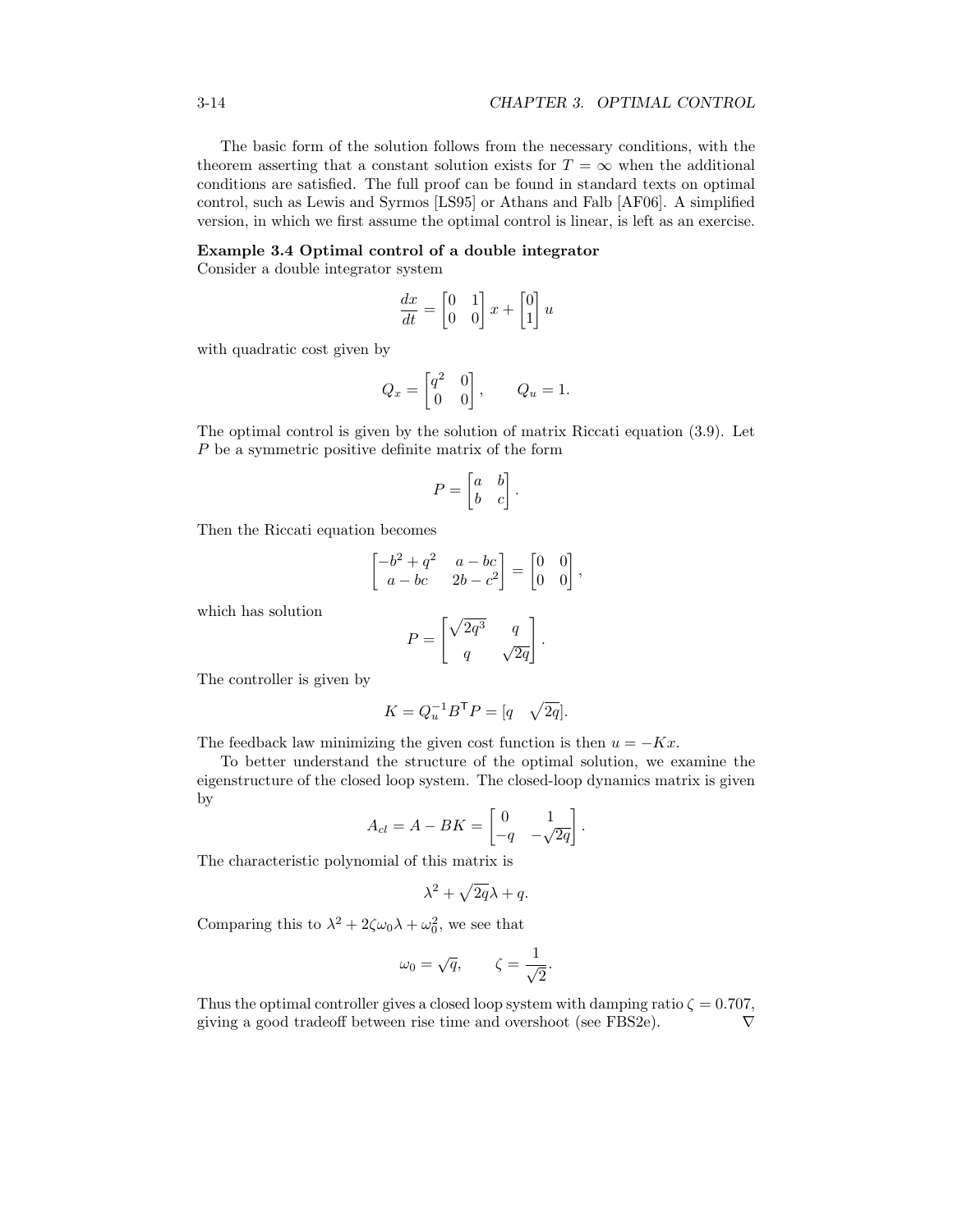The basic form of the solution follows from the necessary conditions, with the theorem asserting that a constant solution exists for $T = \infty$ when the additional conditions are satisfied. The full proof can be found in standard texts on optimal control, such as Lewis and Syrmos [LS95] or Athans and Falb [AF06]. A simplified version, in which we first assume the optimal control is linear, is left as an exercise.

**Example 3.4 Optimal control of a double integrator**
Consider a double integrator system

$$\frac{dx}{dt} = \begin{bmatrix} 0 & 1 \\ 0 & 0 \end{bmatrix} x + \begin{bmatrix} 0 \\ 1 \end{bmatrix} u$$

with quadratic cost given by

$$Q_x = \begin{bmatrix} q^2 & 0 \\ 0 & 0 \end{bmatrix}, \qquad Q_u = 1.$$

The optimal control is given by the solution of matrix Riccati equation (3.9). Let $P$ be a symmetric positive definite matrix of the form

$$P = \begin{bmatrix} a & b \\ b & c \end{bmatrix}.$$

Then the Riccati equation becomes

$$\begin{bmatrix} -b^2 + q^2 & a - bc \\ a - bc & 2b - c^2 \end{bmatrix} = \begin{bmatrix} 0 & 0 \\ 0 & 0 \end{bmatrix},$$

which has solution

$$P = \begin{bmatrix} \sqrt{2q^3} & q \\ q & \sqrt{2q} \end{bmatrix}.$$

The controller is given by

$$K = Q_u^{-1} B^\mathsf{T} P = [q \quad \sqrt{2q}].$$

The feedback law minimizing the given cost function is then $u = -Kx$.

To better understand the structure of the optimal solution, we examine the eigenstructure of the closed loop system. The closed-loop dynamics matrix is given by

$$A_{cl} = A - BK = \begin{bmatrix} 0 & 1 \\ -q & -\sqrt{2q} \end{bmatrix}.$$

The characteristic polynomial of this matrix is

$$\lambda^2 + \sqrt{2q}\lambda + q.$$

Comparing this to $\lambda^2 + 2\zeta\omega_0\lambda + \omega_0^2$, we see that

$$\omega_0 = \sqrt{q}, \qquad \zeta = \frac{1}{\sqrt{2}}.$$

Thus the optimal controller gives a closed loop system with damping ratio $\zeta = 0.707$, giving a good tradeoff between rise time and overshoot (see FBS2e). $\nabla$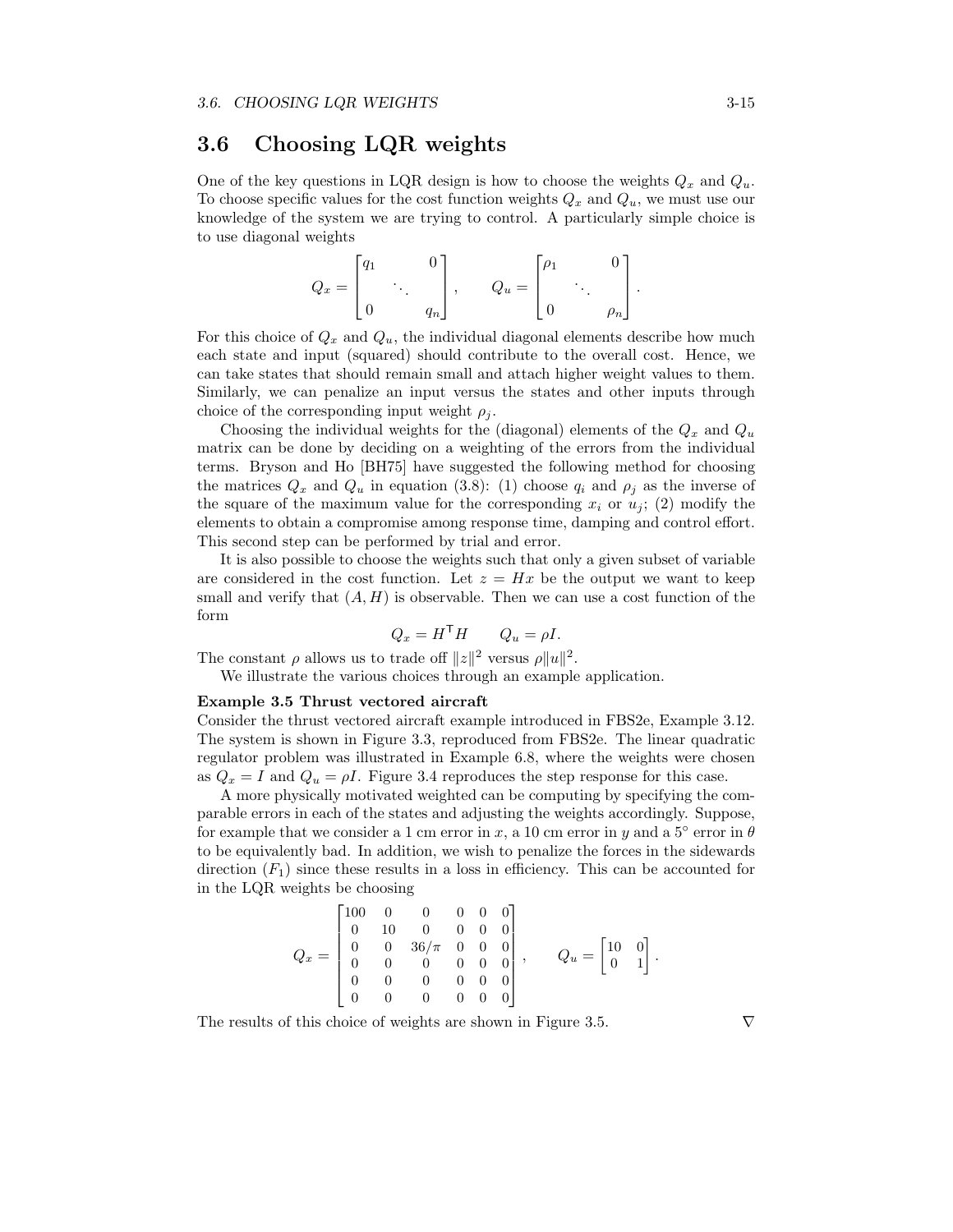## 3.6 Choosing LQR weights

One of the key questions in LQR design is how to choose the weights $Q_x$ and $Q_u$. To choose specific values for the cost function weights $Q_x$ and $Q_u$, we must use our knowledge of the system we are trying to control. A particularly simple choice is to use diagonal weights

$$Q_x = \begin{bmatrix} q_1 & & 0 \\ & \ddots & \\ 0 & & q_n \end{bmatrix}, \qquad Q_u = \begin{bmatrix} \rho_1 & & 0 \\ & \ddots & \\ 0 & & \rho_n \end{bmatrix}.$$

For this choice of $Q_x$ and $Q_u$, the individual diagonal elements describe how much each state and input (squared) should contribute to the overall cost. Hence, we can take states that should remain small and attach higher weight values to them. Similarly, we can penalize an input versus the states and other inputs through choice of the corresponding input weight $\rho_j$.

Choosing the individual weights for the (diagonal) elements of the $Q_x$ and $Q_u$ matrix can be done by deciding on a weighting of the errors from the individual terms. Bryson and Ho [BH75] have suggested the following method for choosing the matrices $Q_x$ and $Q_u$ in equation (3.8): (1) choose $q_i$ and $\rho_j$ as the inverse of the square of the maximum value for the corresponding $x_i$ or $u_j$; (2) modify the elements to obtain a compromise among response time, damping and control effort. This second step can be performed by trial and error.

It is also possible to choose the weights such that only a given subset of variable are considered in the cost function. Let $z = Hx$ be the output we want to keep small and verify that $(A, H)$ is observable. Then we can use a cost function of the form

$$Q_x = H^\mathsf{T} H \qquad Q_u = \rho I.$$

The constant $\rho$ allows us to trade off $\|z\|^2$ versus $\rho\|u\|^2$.

We illustrate the various choices through an example application.

**Example 3.5 Thrust vectored aircraft**

Consider the thrust vectored aircraft example introduced in FBS2e, Example 3.12. The system is shown in Figure 3.3, reproduced from FBS2e. The linear quadratic regulator problem was illustrated in Example 6.8, where the weights were chosen as $Q_x = I$ and $Q_u = \rho I$. Figure 3.4 reproduces the step response for this case.

A more physically motivated weighted can be computing by specifying the comparable errors in each of the states and adjusting the weights accordingly. Suppose, for example that we consider a 1 cm error in $x$, a 10 cm error in $y$ and a 5° error in $\theta$ to be equivalently bad. In addition, we wish to penalize the forces in the sidewards direction ($F_1$) since these results in a loss in efficiency. This can be accounted for in the LQR weights be choosing

$$Q_x = \begin{bmatrix} 100 & 0 & 0 & 0 & 0 & 0 \\ 0 & 10 & 0 & 0 & 0 & 0 \\ 0 & 0 & 36/\pi & 0 & 0 & 0 \\ 0 & 0 & 0 & 0 & 0 & 0 \\ 0 & 0 & 0 & 0 & 0 & 0 \\ 0 & 0 & 0 & 0 & 0 & 0 \end{bmatrix}, \qquad Q_u = \begin{bmatrix} 10 & 0 \\ 0 & 1 \end{bmatrix}.$$

The results of this choice of weights are shown in Figure 3.5. ∇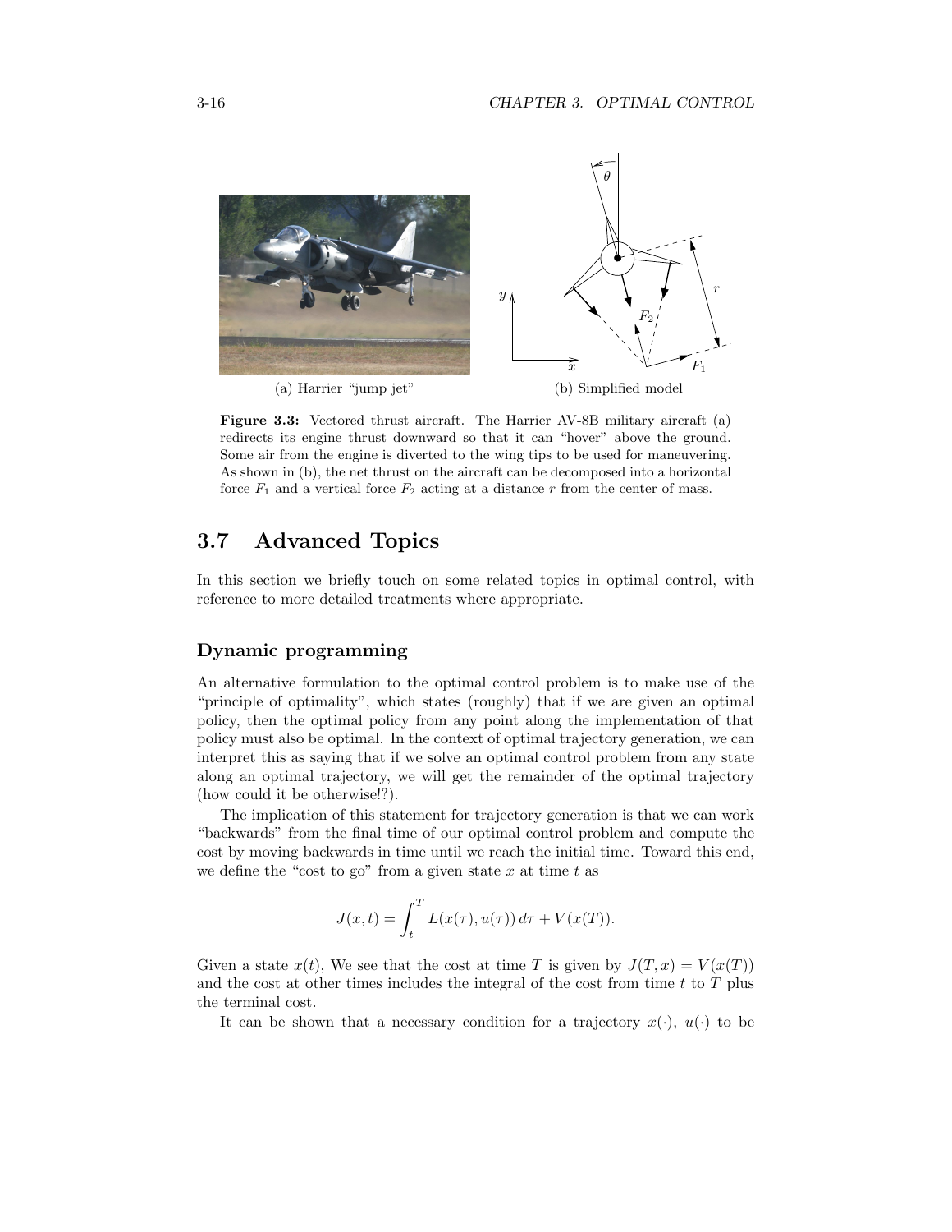(a) Harrier "jump jet"

(b) Simplified model

**Figure 3.3:** Vectored thrust aircraft. The Harrier AV-8B military aircraft (a) redirects its engine thrust downward so that it can "hover" above the ground. Some air from the engine is diverted to the wing tips to be used for maneuvering. As shown in (b), the net thrust on the aircraft can be decomposed into a horizontal force $F_1$ and a vertical force $F_2$ acting at a distance $r$ from the center of mass.

## 3.7 Advanced Topics

In this section we briefly touch on some related topics in optimal control, with reference to more detailed treatments where appropriate.

### Dynamic programming

An alternative formulation to the optimal control problem is to make use of the "principle of optimality", which states (roughly) that if we are given an optimal policy, then the optimal policy from any point along the implementation of that policy must also be optimal. In the context of optimal trajectory generation, we can interpret this as saying that if we solve an optimal control problem from any state along an optimal trajectory, we will get the remainder of the optimal trajectory (how could it be otherwise!?).

The implication of this statement for trajectory generation is that we can work "backwards" from the final time of our optimal control problem and compute the cost by moving backwards in time until we reach the initial time. Toward this end, we define the "cost to go" from a given state $x$ at time $t$ as

$$J(x,t) = \int_t^T L(x(\tau), u(\tau))\, d\tau + V(x(T)).$$

Given a state $x(t)$, We see that the cost at time $T$ is given by $J(T,x) = V(x(T))$ and the cost at other times includes the integral of the cost from time $t$ to $T$ plus the terminal cost.

It can be shown that a necessary condition for a trajectory $x(\cdot)$, $u(\cdot)$ to be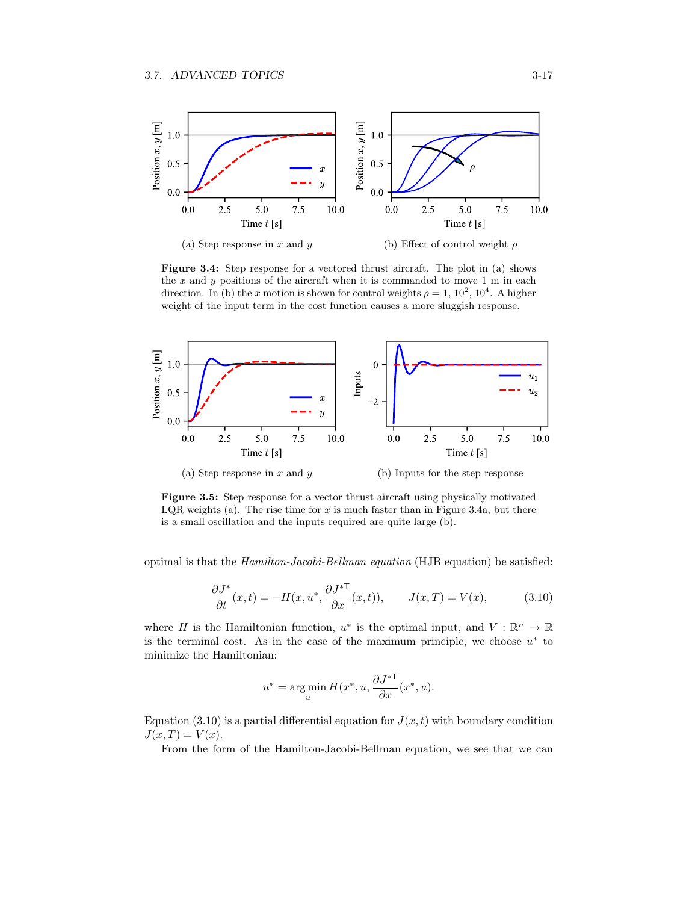(a) Step response in $x$ and $y$

(b) Effect of control weight $\rho$

**Figure 3.4:** Step response for a vectored thrust aircraft. The plot in (a) shows the $x$ and $y$ positions of the aircraft when it is commanded to move 1 m in each direction. In (b) the $x$ motion is shown for control weights $\rho = 1, 10^2, 10^4$. A higher weight of the input term in the cost function causes a more sluggish response.

(a) Step response in $x$ and $y$

(b) Inputs for the step response

**Figure 3.5:** Step response for a vector thrust aircraft using physically motivated LQR weights (a). The rise time for $x$ is much faster than in Figure 3.4a, but there is a small oscillation and the inputs required are quite large (b).

optimal is that the *Hamilton-Jacobi-Bellman equation* (HJB equation) be satisfied:

$$\frac{\partial J^*}{\partial t}(x,t) = -H(x, u^*, \frac{\partial J^*}{\partial x}^{\mathsf{T}}(x,t)), \qquad J(x,T) = V(x), \tag{3.10}$$

where $H$ is the Hamiltonian function, $u^*$ is the optimal input, and $V : \mathbb{R}^n \to \mathbb{R}$ is the terminal cost. As in the case of the maximum principle, we choose $u^*$ to minimize the Hamiltonian:

$$u^* = \arg\min_u H(x^*, u, \frac{\partial J^*}{\partial x}^{\mathsf{T}}(x^*, u).$$

Equation (3.10) is a partial differential equation for $J(x,t)$ with boundary condition $J(x,T) = V(x)$.

From the form of the Hamilton-Jacobi-Bellman equation, we see that we can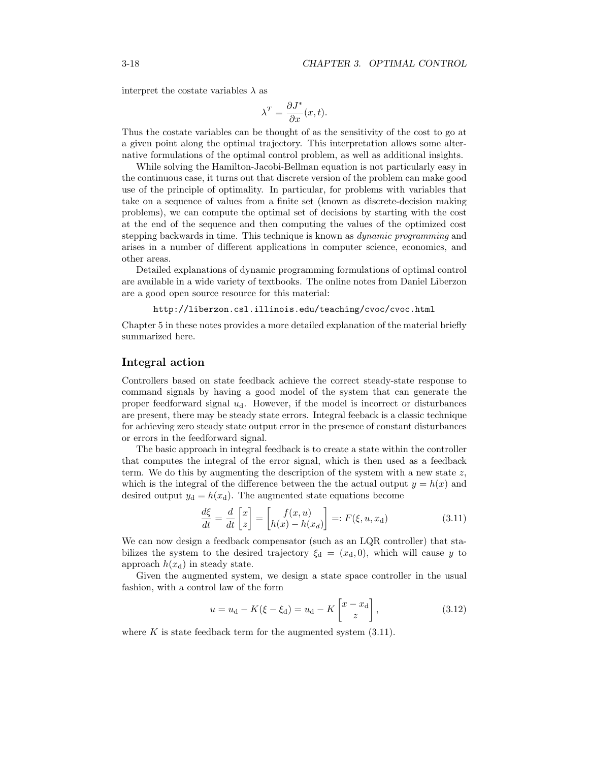interpret the costate variables $\lambda$ as

$$\lambda^T = \frac{\partial J^*}{\partial x}(x, t).$$

Thus the costate variables can be thought of as the sensitivity of the cost to go at a given point along the optimal trajectory. This interpretation allows some alternative formulations of the optimal control problem, as well as additional insights.

While solving the Hamilton-Jacobi-Bellman equation is not particularly easy in the continuous case, it turns out that discrete version of the problem can make good use of the principle of optimality. In particular, for problems with variables that take on a sequence of values from a finite set (known as discrete-decision making problems), we can compute the optimal set of decisions by starting with the cost at the end of the sequence and then computing the values of the optimized cost stepping backwards in time. This technique is known as *dynamic programming* and arises in a number of different applications in computer science, economics, and other areas.

Detailed explanations of dynamic programming formulations of optimal control are available in a wide variety of textbooks. The online notes from Daniel Liberzon are a good open source resource for this material:

`http://liberzon.csl.illinois.edu/teaching/cvoc/cvoc.html`

Chapter 5 in these notes provides a more detailed explanation of the material briefly summarized here.

## Integral action

Controllers based on state feedback achieve the correct steady-state response to command signals by having a good model of the system that can generate the proper feedforward signal $u_{\text{d}}$. However, if the model is incorrect or disturbances are present, there may be steady state errors. Integral feeback is a classic technique for achieving zero steady state output error in the presence of constant disturbances or errors in the feedforward signal.

The basic approach in integral feedback is to create a state within the controller that computes the integral of the error signal, which is then used as a feedback term. We do this by augmenting the description of the system with a new state $z$, which is the integral of the difference between the the actual output $y = h(x)$ and desired output $y_{\text{d}} = h(x_{\text{d}})$. The augmented state equations become

$$\frac{d\xi}{dt} = \frac{d}{dt}\begin{bmatrix} x \\ z \end{bmatrix} = \begin{bmatrix} f(x, u) \\ h(x) - h(x_d) \end{bmatrix} =: F(\xi, u, x_{\text{d}}) \tag{3.11}$$

We can now design a feedback compensator (such as an LQR controller) that stabilizes the system to the desired trajectory $\xi_{\text{d}} = (x_{\text{d}}, 0)$, which will cause $y$ to approach $h(x_{\text{d}})$ in steady state.

Given the augmented system, we design a state space controller in the usual fashion, with a control law of the form

$$u = u_{\text{d}} - K(\xi - \xi_{\text{d}}) = u_{\text{d}} - K\begin{bmatrix} x - x_{\text{d}} \\ z \end{bmatrix}, \tag{3.12}$$

where $K$ is state feedback term for the augmented system (3.11).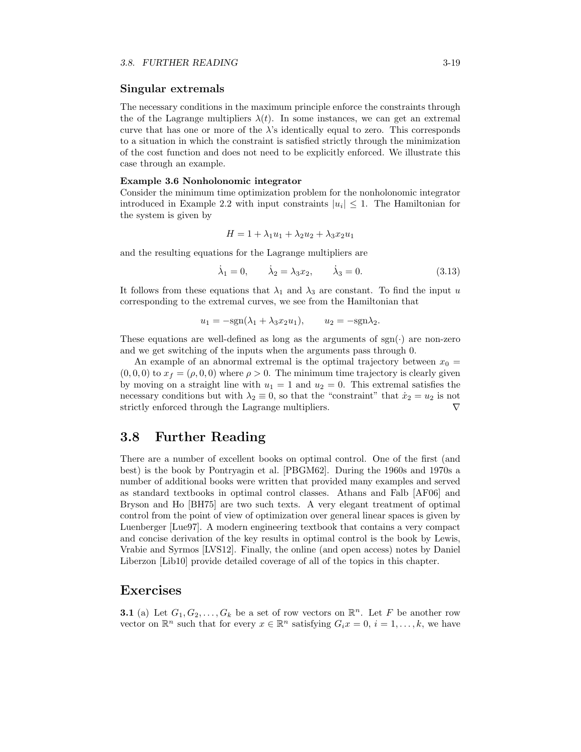### Singular extremals

The necessary conditions in the maximum principle enforce the constraints through the of the Lagrange multipliers $\lambda(t)$. In some instances, we can get an extremal curve that has one or more of the $\lambda$'s identically equal to zero. This corresponds to a situation in which the constraint is satisfied strictly through the minimization of the cost function and does not need to be explicitly enforced. We illustrate this case through an example.

**Example 3.6 Nonholonomic integrator**
Consider the minimum time optimization problem for the nonholonomic integrator introduced in Example 2.2 with input constraints $|u_i| \leq 1$. The Hamiltonian for the system is given by

$$H = 1 + \lambda_1 u_1 + \lambda_2 u_2 + \lambda_3 x_2 u_1$$

and the resulting equations for the Lagrange multipliers are

$$\dot{\lambda}_1 = 0, \qquad \dot{\lambda}_2 = \lambda_3 x_2, \qquad \dot{\lambda}_3 = 0. \tag{3.13}$$

It follows from these equations that $\lambda_1$ and $\lambda_3$ are constant. To find the input $u$ corresponding to the extremal curves, we see from the Hamiltonian that

$$u_1 = -\text{sgn}(\lambda_1 + \lambda_3 x_2 u_1), \qquad u_2 = -\text{sgn}\lambda_2.$$

These equations are well-defined as long as the arguments of $\text{sgn}(\cdot)$ are non-zero and we get switching of the inputs when the arguments pass through 0.

An example of an abnormal extremal is the optimal trajectory between $x_0 = (0, 0, 0)$ to $x_f = (\rho, 0, 0)$ where $\rho > 0$. The minimum time trajectory is clearly given by moving on a straight line with $u_1 = 1$ and $u_2 = 0$. This extremal satisfies the necessary conditions but with $\lambda_2 \equiv 0$, so that the "constraint" that $\dot{x}_2 = u_2$ is not strictly enforced through the Lagrange multipliers. ∇

## 3.8 Further Reading

There are a number of excellent books on optimal control. One of the first (and best) is the book by Pontryagin et al. [PBGM62]. During the 1960s and 1970s a number of additional books were written that provided many examples and served as standard textbooks in optimal control classes. Athans and Falb [AF06] and Bryson and Ho [BH75] are two such texts. A very elegant treatment of optimal control from the point of view of optimization over general linear spaces is given by Luenberger [Lue97]. A modern engineering textbook that contains a very compact and concise derivation of the key results in optimal control is the book by Lewis, Vrabie and Syrmos [LVS12]. Finally, the online (and open access) notes by Daniel Liberzon [Lib10] provide detailed coverage of all of the topics in this chapter.

## Exercises

**3.1** (a) Let $G_1, G_2, \ldots, G_k$ be a set of row vectors on $\mathbb{R}^n$. Let $F$ be another row vector on $\mathbb{R}^n$ such that for every $x \in \mathbb{R}^n$ satisfying $G_i x = 0$, $i = 1, \ldots, k$, we have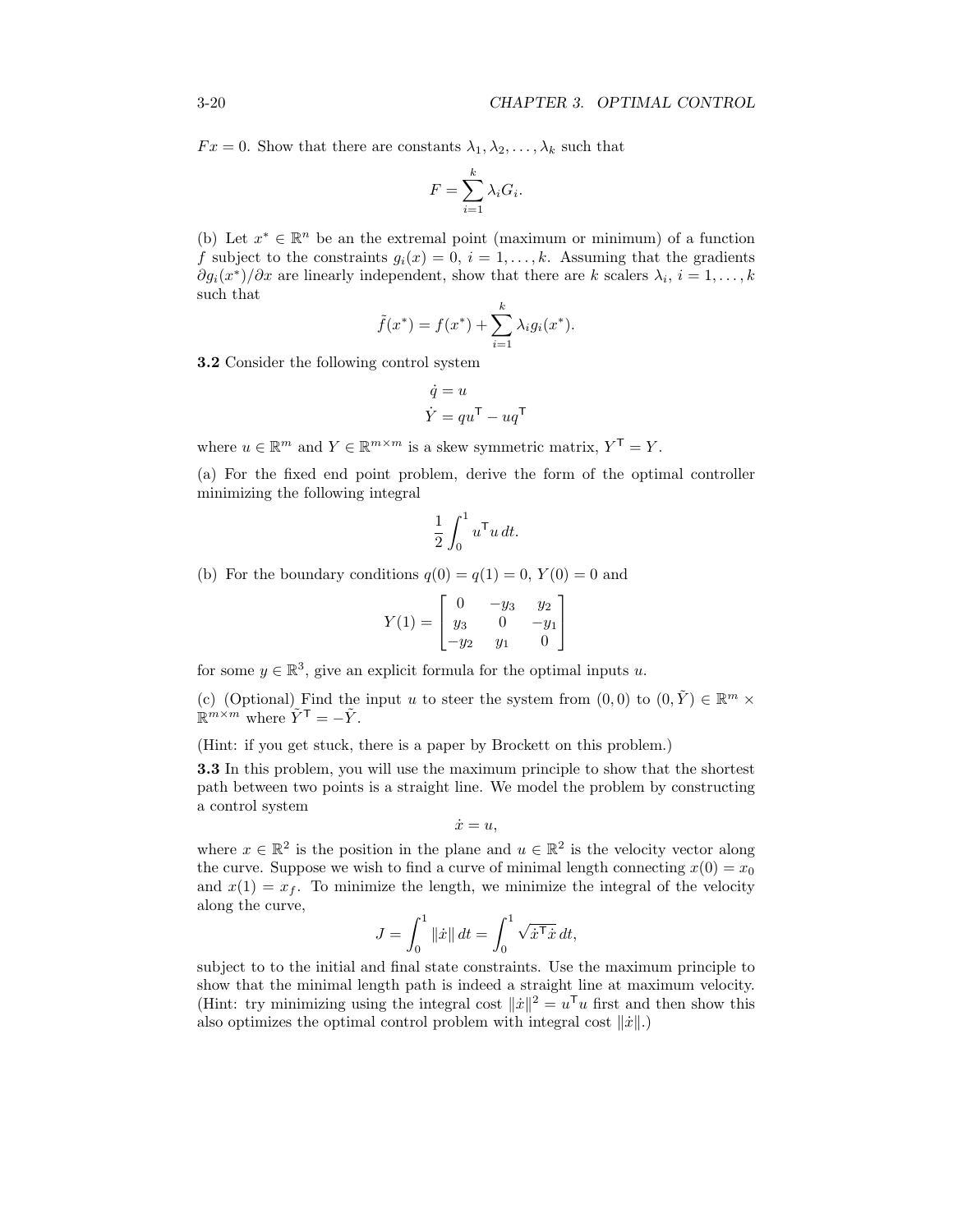$Fx = 0$. Show that there are constants $\lambda_1, \lambda_2, \ldots, \lambda_k$ such that

$$F = \sum_{i=1}^{k} \lambda_i G_i.$$

(b) Let $x^* \in \mathbb{R}^n$ be an the extremal point (maximum or minimum) of a function $f$ subject to the constraints $g_i(x) = 0$, $i = 1, \ldots, k$. Assuming that the gradients $\partial g_i(x^*)/\partial x$ are linearly independent, show that there are $k$ scalers $\lambda_i$, $i = 1, \ldots, k$ such that

$$\tilde{f}(x^*) = f(x^*) + \sum_{i=1}^{k} \lambda_i g_i(x^*).$$

**3.2** Consider the following control system

$$\begin{aligned}
\dot{q} &= u \\
\dot{Y} &= qu^{\mathsf{T}} - uq^{\mathsf{T}}
\end{aligned}$$

where $u \in \mathbb{R}^m$ and $Y \in \mathbb{R}^{m \times m}$ is a skew symmetric matrix, $Y^{\mathsf{T}} = Y$.

(a) For the fixed end point problem, derive the form of the optimal controller minimizing the following integral

$$\frac{1}{2} \int_0^1 u^{\mathsf{T}} u \, dt.$$

(b) For the boundary conditions $q(0) = q(1) = 0$, $Y(0) = 0$ and

$$Y(1) = \begin{bmatrix} 0 & -y_3 & y_2 \\ y_3 & 0 & -y_1 \\ -y_2 & y_1 & 0 \end{bmatrix}$$

for some $y \in \mathbb{R}^3$, give an explicit formula for the optimal inputs $u$.

(c) (Optional) Find the input $u$ to steer the system from $(0, 0)$ to $(0, \tilde{Y}) \in \mathbb{R}^m \times \mathbb{R}^{m \times m}$ where $\tilde{Y}^{\mathsf{T}} = -\tilde{Y}$.

(Hint: if you get stuck, there is a paper by Brockett on this problem.)

**3.3** In this problem, you will use the maximum principle to show that the shortest path between two points is a straight line. We model the problem by constructing a control system

$$\dot{x} = u,$$

where $x \in \mathbb{R}^2$ is the position in the plane and $u \in \mathbb{R}^2$ is the velocity vector along the curve. Suppose we wish to find a curve of minimal length connecting $x(0) = x_0$ and $x(1) = x_f$. To minimize the length, we minimize the integral of the velocity along the curve,

$$J = \int_0^1 \|\dot{x}\| \, dt = \int_0^1 \sqrt{\dot{x}^{\mathsf{T}} \dot{x}} \, dt,$$

subject to to the initial and final state constraints. Use the maximum principle to show that the minimal length path is indeed a straight line at maximum velocity. (Hint: try minimizing using the integral cost $\|\dot{x}\|^2 = u^{\mathsf{T}} u$ first and then show this also optimizes the optimal control problem with integral cost $\|\dot{x}\|$.)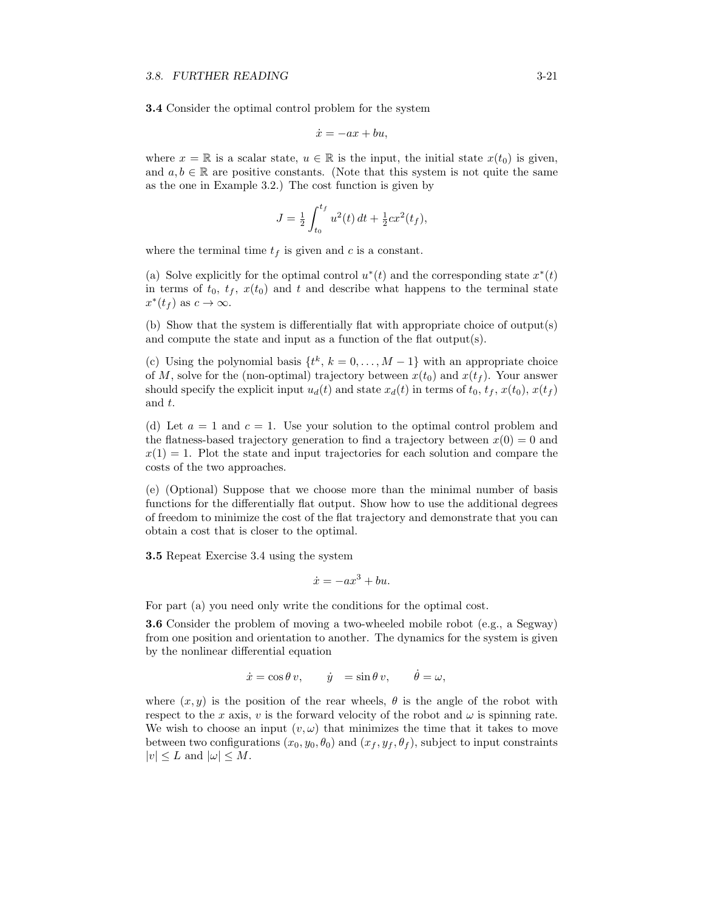**3.4** Consider the optimal control problem for the system

$$\dot{x} = -ax + bu,$$

where $x = \mathbb{R}$ is a scalar state, $u \in \mathbb{R}$ is the input, the initial state $x(t_0)$ is given, and $a, b \in \mathbb{R}$ are positive constants. (Note that this system is not quite the same as the one in Example 3.2.) The cost function is given by

$$J = \tfrac{1}{2} \int_{t_0}^{t_f} u^2(t)\, dt + \tfrac{1}{2} c x^2(t_f),$$

where the terminal time $t_f$ is given and $c$ is a constant.

(a) Solve explicitly for the optimal control $u^*(t)$ and the corresponding state $x^*(t)$ in terms of $t_0$, $t_f$, $x(t_0)$ and $t$ and describe what happens to the terminal state $x^*(t_f)$ as $c \to \infty$.

(b) Show that the system is differentially flat with appropriate choice of output(s) and compute the state and input as a function of the flat output(s).

(c) Using the polynomial basis $\{t^k,\, k = 0, \dots, M-1\}$ with an appropriate choice of $M$, solve for the (non-optimal) trajectory between $x(t_0)$ and $x(t_f)$. Your answer should specify the explicit input $u_d(t)$ and state $x_d(t)$ in terms of $t_0$, $t_f$, $x(t_0)$, $x(t_f)$ and $t$.

(d) Let $a = 1$ and $c = 1$. Use your solution to the optimal control problem and the flatness-based trajectory generation to find a trajectory between $x(0) = 0$ and $x(1) = 1$. Plot the state and input trajectories for each solution and compare the costs of the two approaches.

(e) (Optional) Suppose that we choose more than the minimal number of basis functions for the differentially flat output. Show how to use the additional degrees of freedom to minimize the cost of the flat trajectory and demonstrate that you can obtain a cost that is closer to the optimal.

**3.5** Repeat Exercise 3.4 using the system

$$\dot{x} = -ax^3 + bu.$$

For part (a) you need only write the conditions for the optimal cost.

**3.6** Consider the problem of moving a two-wheeled mobile robot (e.g., a Segway) from one position and orientation to another. The dynamics for the system is given by the nonlinear differential equation

$$\dot{x} = \cos\theta\, v, \qquad \dot{y} = \sin\theta\, v, \qquad \dot{\theta} = \omega,$$

where $(x, y)$ is the position of the rear wheels, $\theta$ is the angle of the robot with respect to the $x$ axis, $v$ is the forward velocity of the robot and $\omega$ is spinning rate. We wish to choose an input $(v, \omega)$ that minimizes the time that it takes to move between two configurations $(x_0, y_0, \theta_0)$ and $(x_f, y_f, \theta_f)$, subject to input constraints $|v| \le L$ and $|\omega| \le M$.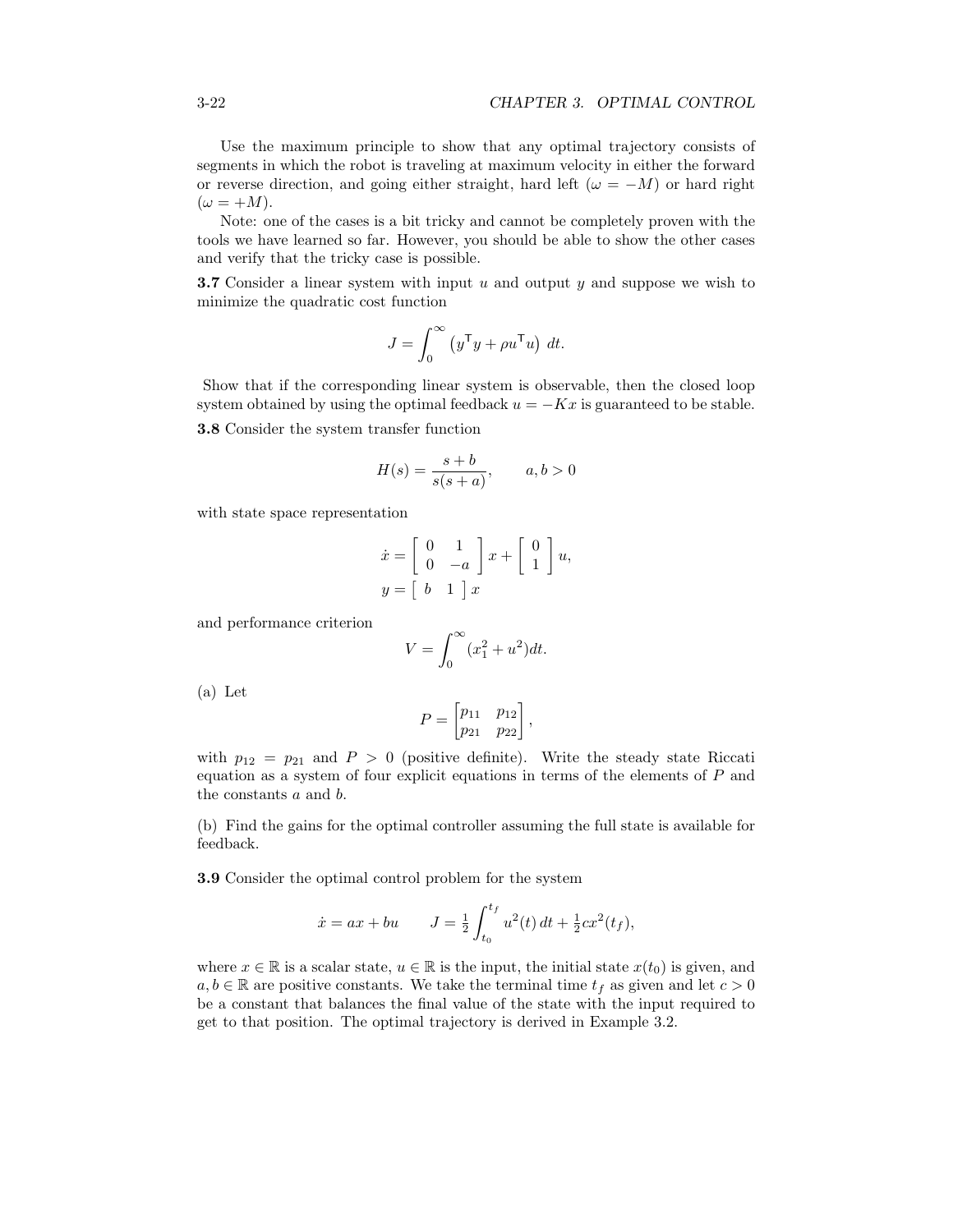Use the maximum principle to show that any optimal trajectory consists of segments in which the robot is traveling at maximum velocity in either the forward or reverse direction, and going either straight, hard left ($\omega = -M$) or hard right ($\omega = +M$).

Note: one of the cases is a bit tricky and cannot be completely proven with the tools we have learned so far. However, you should be able to show the other cases and verify that the tricky case is possible.

**3.7** Consider a linear system with input $u$ and output $y$ and suppose we wish to minimize the quadratic cost function

$$J = \int_0^\infty \left( y^\mathsf{T} y + \rho u^\mathsf{T} u \right) \, dt.$$

Show that if the corresponding linear system is observable, then the closed loop system obtained by using the optimal feedback $u = -Kx$ is guaranteed to be stable.

**3.8** Consider the system transfer function

$$H(s) = \frac{s+b}{s(s+a)}, \qquad a, b > 0$$

with state space representation

$$\dot{x} = \begin{bmatrix} 0 & 1 \\ 0 & -a \end{bmatrix} x + \begin{bmatrix} 0 \\ 1 \end{bmatrix} u,$$
$$y = \begin{bmatrix} b & 1 \end{bmatrix} x$$

and performance criterion

$$V = \int_0^\infty (x_1^2 + u^2) dt.$$

(a) Let

$$P = \begin{bmatrix} p_{11} & p_{12} \\ p_{21} & p_{22} \end{bmatrix},$$

with $p_{12} = p_{21}$ and $P > 0$ (positive definite). Write the steady state Riccati equation as a system of four explicit equations in terms of the elements of $P$ and the constants $a$ and $b$.

(b) Find the gains for the optimal controller assuming the full state is available for feedback.

**3.9** Consider the optimal control problem for the system

$$\dot{x} = ax + bu \qquad J = \tfrac{1}{2} \int_{t_0}^{t_f} u^2(t) \, dt + \tfrac{1}{2} c x^2(t_f),$$

where $x \in \mathbb{R}$ is a scalar state, $u \in \mathbb{R}$ is the input, the initial state $x(t_0)$ is given, and $a, b \in \mathbb{R}$ are positive constants. We take the terminal time $t_f$ as given and let $c > 0$ be a constant that balances the final value of the state with the input required to get to that position. The optimal trajectory is derived in Example 3.2.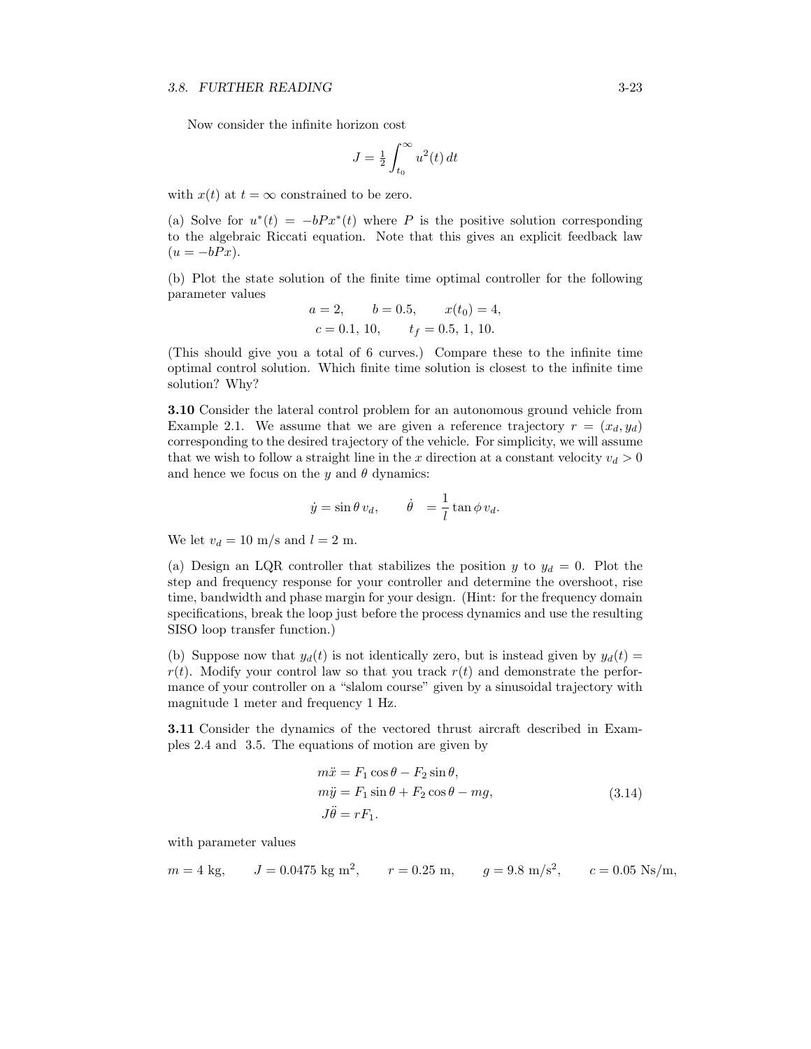Now consider the infinite horizon cost

$$J = \tfrac{1}{2} \int_{t_0}^{\infty} u^2(t)\, dt$$

with $x(t)$ at $t = \infty$ constrained to be zero.

(a) Solve for $u^*(t) = -bPx^*(t)$ where $P$ is the positive solution corresponding to the algebraic Riccati equation. Note that this gives an explicit feedback law ($u = -bPx$).

(b) Plot the state solution of the finite time optimal controller for the following parameter values

$$a = 2, \qquad b = 0.5, \qquad x(t_0) = 4,$$
$$c = 0.1,\, 10, \qquad t_f = 0.5,\, 1,\, 10.$$

(This should give you a total of 6 curves.) Compare these to the infinite time optimal control solution. Which finite time solution is closest to the infinite time solution? Why?

**3.10** Consider the lateral control problem for an autonomous ground vehicle from Example 2.1. We assume that we are given a reference trajectory $r = (x_d, y_d)$ corresponding to the desired trajectory of the vehicle. For simplicity, we will assume that we wish to follow a straight line in the $x$ direction at a constant velocity $v_d > 0$ and hence we focus on the $y$ and $\theta$ dynamics:

$$\dot{y} = \sin\theta\, v_d, \qquad \dot{\theta} \;\; = \frac{1}{l} \tan\phi\, v_d.$$

We let $v_d = 10$ m/s and $l = 2$ m.

(a) Design an LQR controller that stabilizes the position $y$ to $y_d = 0$. Plot the step and frequency response for your controller and determine the overshoot, rise time, bandwidth and phase margin for your design. (Hint: for the frequency domain specifications, break the loop just before the process dynamics and use the resulting SISO loop transfer function.)

(b) Suppose now that $y_d(t)$ is not identically zero, but is instead given by $y_d(t) = r(t)$. Modify your control law so that you track $r(t)$ and demonstrate the performance of your controller on a "slalom course" given by a sinusoidal trajectory with magnitude 1 meter and frequency 1 Hz.

**3.11** Consider the dynamics of the vectored thrust aircraft described in Examples 2.4 and 3.5. The equations of motion are given by

$$\begin{aligned}
m\ddot{x} &= F_1 \cos\theta - F_2 \sin\theta, \\
m\ddot{y} &= F_1 \sin\theta + F_2 \cos\theta - mg, \\
J\ddot{\theta} &= rF_1.
\end{aligned} \tag{3.14}$$

with parameter values

$$m = 4 \text{ kg}, \qquad J = 0.0475 \text{ kg m}^2, \qquad r = 0.25 \text{ m}, \qquad g = 9.8 \text{ m/s}^2, \qquad c = 0.05 \text{ Ns/m},$$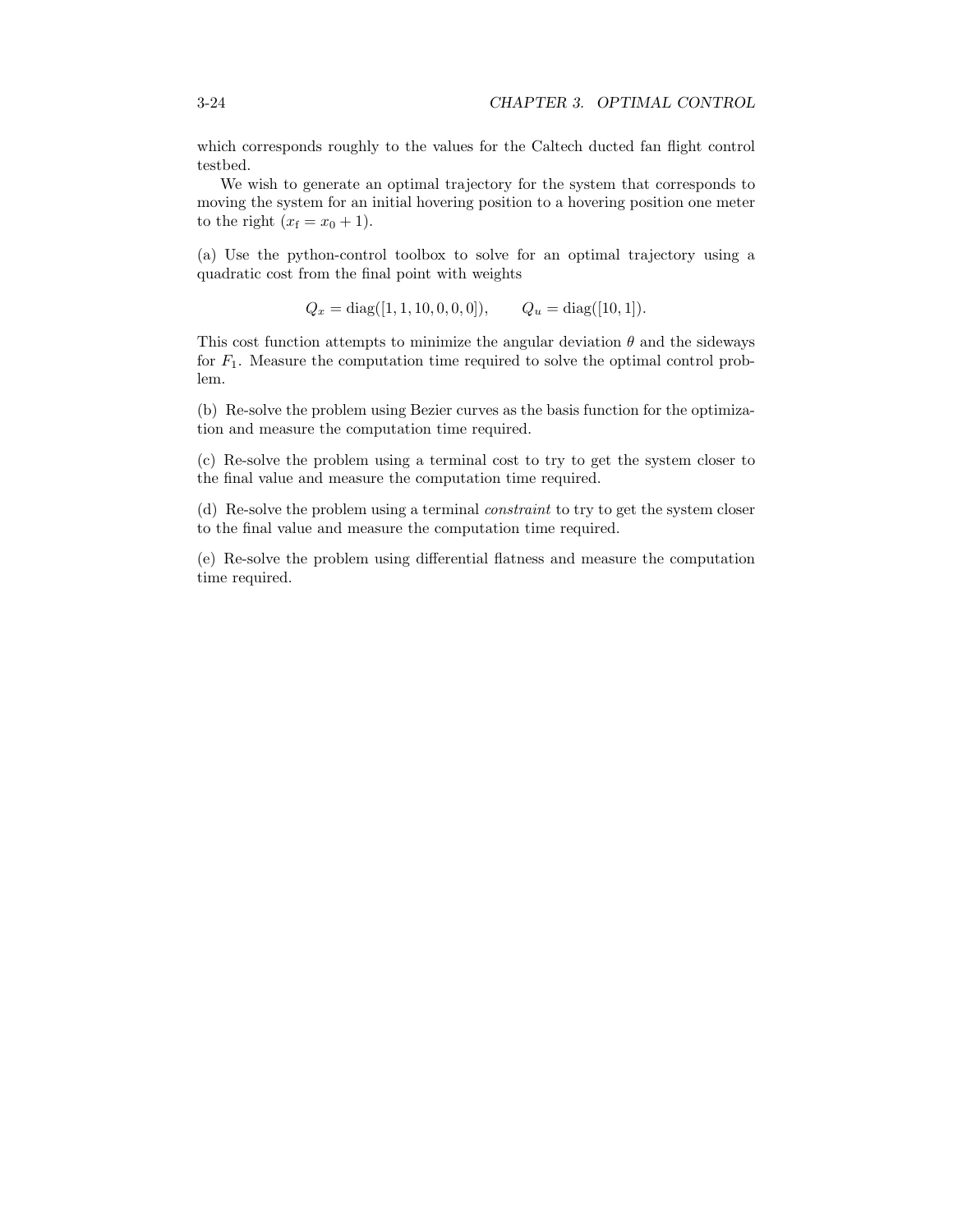which corresponds roughly to the values for the Caltech ducted fan flight control testbed.

We wish to generate an optimal trajectory for the system that corresponds to moving the system for an initial hovering position to a hovering position one meter to the right ($x_\mathrm{f} = x_0 + 1$).

(a) Use the python-control toolbox to solve for an optimal trajectory using a quadratic cost from the final point with weights

$$Q_x = \mathrm{diag}([1, 1, 10, 0, 0, 0]), \qquad Q_u = \mathrm{diag}([10, 1]).$$

This cost function attempts to minimize the angular deviation $\theta$ and the sideways for $F_1$. Measure the computation time required to solve the optimal control problem.

(b) Re-solve the problem using Bezier curves as the basis function for the optimization and measure the computation time required.

(c) Re-solve the problem using a terminal cost to try to get the system closer to the final value and measure the computation time required.

(d) Re-solve the problem using a terminal *constraint* to try to get the system closer to the final value and measure the computation time required.

(e) Re-solve the problem using differential flatness and measure the computation time required.